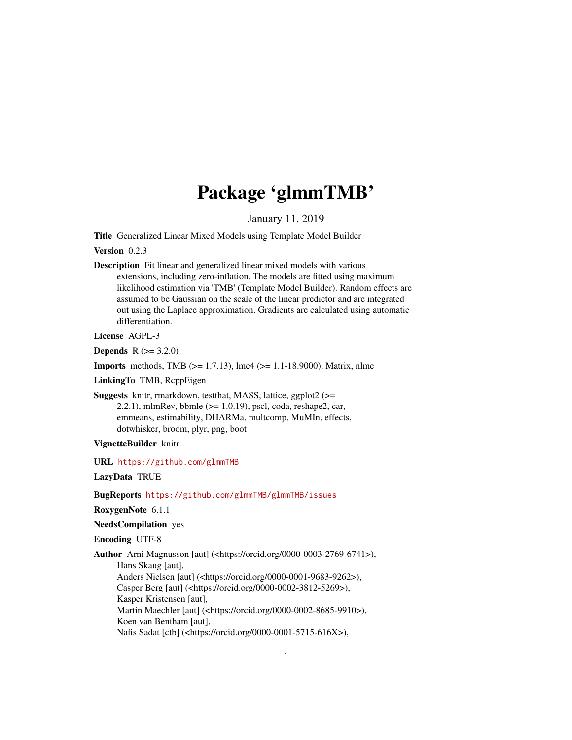# Package 'glmmTMB'

January 11, 2019

**Title** Generalized Linear Mixed Models using Template Model Builder

**Version** 0.2.3

**Description** Fit linear and generalized linear mixed models with various extensions, including zero-inflation. The models are fitted using maximum likelihood estimation via 'TMB' (Template Model Builder). Random effects are assumed to be Gaussian on the scale of the linear predictor and are integrated out using the Laplace approximation. Gradients are calculated using automatic differentiation.

**License** AGPL-3

**Depends** R (>= 3.2.0)

**Imports** methods, TMB (>= 1.7.13), lme4 (>= 1.1-18.9000), Matrix, nlme

**LinkingTo** TMB, RcppEigen

**Suggests** knitr, rmarkdown, testthat, MASS, lattice, ggplot2 (>= 2.2.1), mlmRev, bbmle (>= 1.0.19), pscl, coda, reshape2, car, emmeans, estimability, DHARMa, multcomp, MuMIn, effects, dotwhisker, broom, plyr, png, boot

**VignetteBuilder** knitr

**URL** https://github.com/glmmTMB

**LazyData** TRUE

**BugReports** https://github.com/glmmTMB/glmmTMB/issues

**RoxygenNote** 6.1.1

**NeedsCompilation** yes

**Encoding** UTF-8

**Author** Arni Magnusson [aut] (<https://orcid.org/0000-0003-2769-6741>),
Hans Skaug [aut],
Anders Nielsen [aut] (<https://orcid.org/0000-0001-9683-9262>),
Casper Berg [aut] (<https://orcid.org/0000-0002-3812-5269>),
Kasper Kristensen [aut],
Martin Maechler [aut] (<https://orcid.org/0000-0002-8685-9910>),
Koen van Bentham [aut],
Nafis Sadat [ctb] (<https://orcid.org/0000-0001-5715-616X>),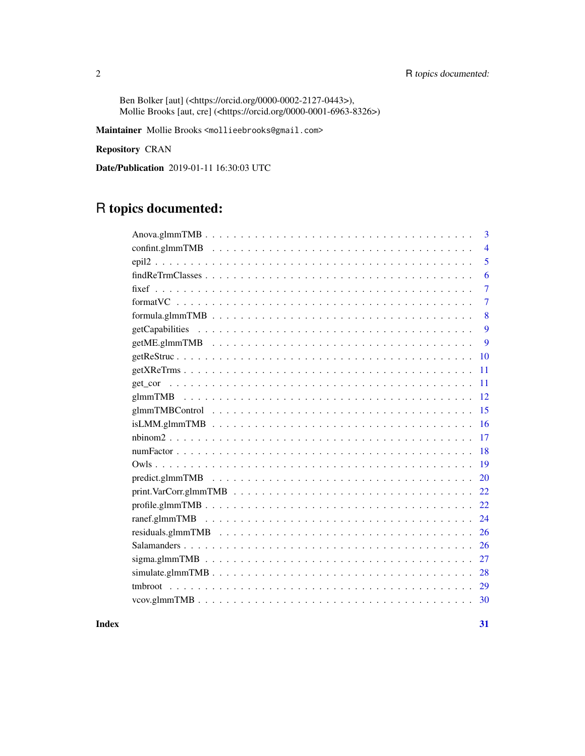Ben Bolker [aut] (<https://orcid.org/0000-0002-2127-0443>),
Mollie Brooks [aut, cre] (<https://orcid.org/0000-0001-6963-8326>)

**Maintainer** Mollie Brooks <mollieebrooks@gmail.com>

**Repository** CRAN

**Date/Publication** 2019-01-11 16:30:03 UTC

# R topics documented:

| | |
|---|---|
| Anova.glmmTMB | 3 |
| confint.glmmTMB | 4 |
| epil2 | 5 |
| findReTrmClasses | 6 |
| fixef | 7 |
| formatVC | 7 |
| formula.glmmTMB | 8 |
| getCapabilities | 9 |
| getME.glmmTMB | 9 |
| getReStruc | 10 |
| getXReTrms | 11 |
| get_cor | 11 |
| glmmTMB | 12 |
| glmmTMBControl | 15 |
| isLMM.glmmTMB | 16 |
| nbinom2 | 17 |
| numFactor | 18 |
| Owls | 19 |
| predict.glmmTMB | 20 |
| print.VarCorr.glmmTMB | 22 |
| profile.glmmTMB | 22 |
| ranef.glmmTMB | 24 |
| residuals.glmmTMB | 26 |
| Salamanders | 26 |
| sigma.glmmTMB | 27 |
| simulate.glmmTMB | 28 |
| tmbroot | 29 |
| vcov.glmmTMB | 30 |

**Index** **31**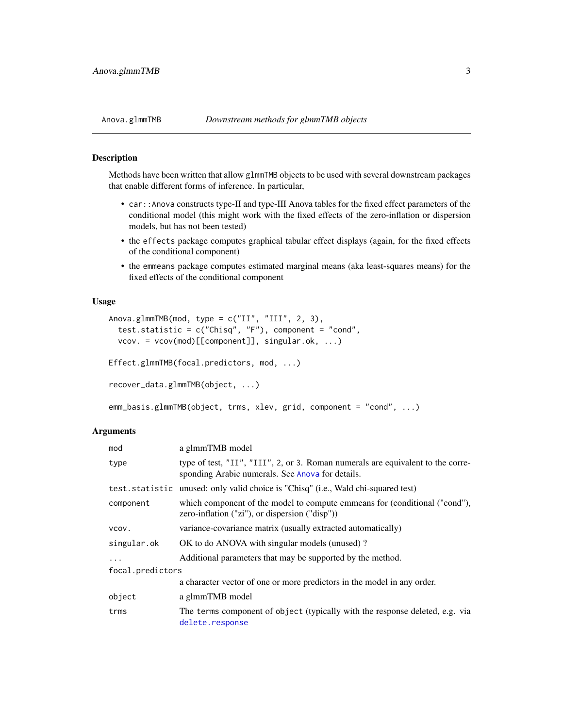Anova.glmmTMB    *Downstream methods for glmmTMB objects*

## Description

Methods have been written that allow `glmmTMB` objects to be used with several downstream packages that enable different forms of inference. In particular,

- `car::Anova` constructs type-II and type-III Anova tables for the fixed effect parameters of the conditional model (this might work with the fixed effects of the zero-inflation or dispersion models, but has not been tested)
- the `effects` package computes graphical tabular effect displays (again, for the fixed effects of the conditional component)
- the `emmeans` package computes estimated marginal means (aka least-squares means) for the fixed effects of the conditional component

## Usage

```
Anova.glmmTMB(mod, type = c("II", "III", 2, 3),
  test.statistic = c("Chisq", "F"), component = "cond",
  vcov. = vcov(mod)[[component]], singular.ok, ...)

Effect.glmmTMB(focal.predictors, mod, ...)

recover_data.glmmTMB(object, ...)

emm_basis.glmmTMB(object, trms, xlev, grid, component = "cond", ...)
```

## Arguments

| | |
|---|---|
| `mod` | a glmmTMB model |
| `type` | type of test, `"II"`, `"III"`, `2`, or `3`. Roman numerals are equivalent to the corresponding Arabic numerals. See `Anova` for details. |
| `test.statistic` | unused: only valid choice is "Chisq" (i.e., Wald chi-squared test) |
| `component` | which component of the model to compute emmeans for (conditional ("cond"), zero-inflation ("zi"), or dispersion ("disp")) |
| `vcov.` | variance-covariance matrix (usually extracted automatically) |
| `singular.ok` | OK to do ANOVA with singular models (unused) ? |
| `...` | Additional parameters that may be supported by the method. |
| `focal.predictors` | a character vector of one or more predictors in the model in any order. |
| `object` | a glmmTMB model |
| `trms` | The `terms` component of `object` (typically with the response deleted, e.g. via `delete.response` |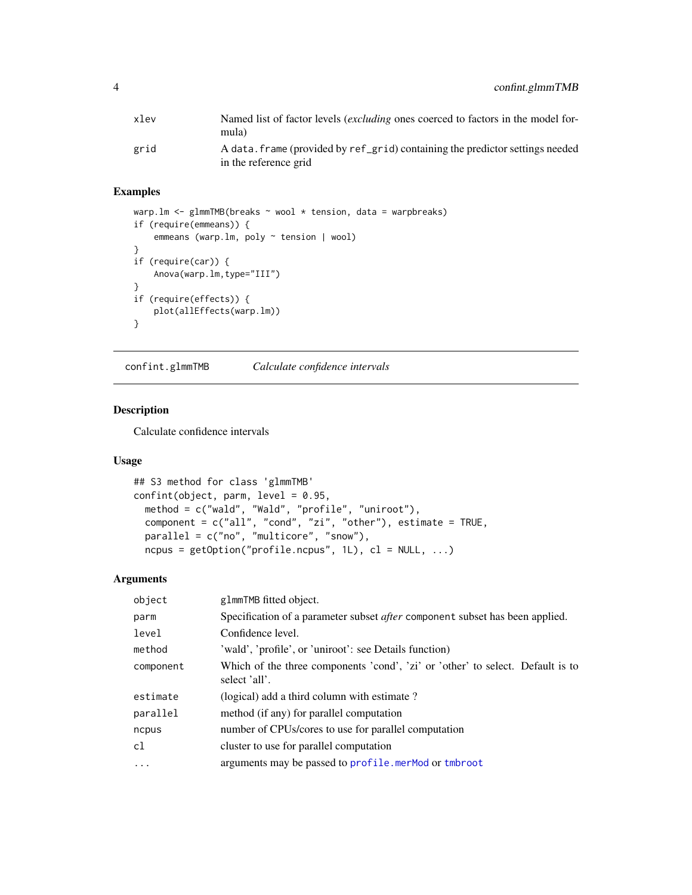| | |
|---|---|
| xlev | Named list of factor levels (*excluding* ones coerced to factors in the model formula) |
| grid | A data.frame (provided by ref_grid) containing the predictor settings needed in the reference grid |

### Examples

```
warp.lm <- glmmTMB(breaks ~ wool * tension, data = warpbreaks)
if (require(emmeans)) {
    emmeans (warp.lm, poly ~ tension | wool)
}
if (require(car)) {
    Anova(warp.lm,type="III")
}
if (require(effects)) {
    plot(allEffects(warp.lm))
}
```

## confint.glmmTMB    *Calculate confidence intervals*

### Description

Calculate confidence intervals

### Usage

```
## S3 method for class 'glmmTMB'
confint(object, parm, level = 0.95,
  method = c("wald", "Wald", "profile", "uniroot"),
  component = c("all", "cond", "zi", "other"), estimate = TRUE,
  parallel = c("no", "multicore", "snow"),
  ncpus = getOption("profile.ncpus", 1L), cl = NULL, ...)
```

### Arguments

| | |
|---|---|
| object | glmmTMB fitted object. |
| parm | Specification of a parameter subset *after* component subset has been applied. |
| level | Confidence level. |
| method | 'wald', 'profile', or 'uniroot': see Details function) |
| component | Which of the three components 'cond', 'zi' or 'other' to select. Default is to select 'all'. |
| estimate | (logical) add a third column with estimate ? |
| parallel | method (if any) for parallel computation |
| ncpus | number of CPUs/cores to use for parallel computation |
| cl | cluster to use for parallel computation |
| ... | arguments may be passed to profile.merMod or tmbroot |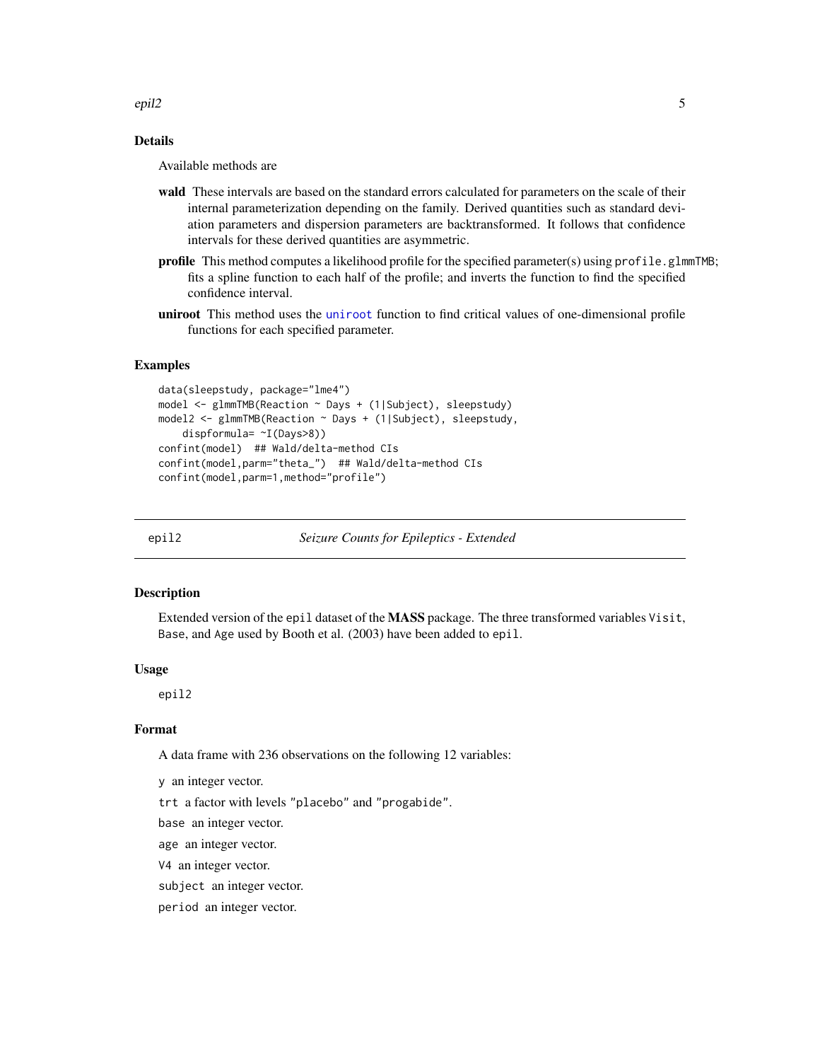## Details

Available methods are

**wald** These intervals are based on the standard errors calculated for parameters on the scale of their internal parameterization depending on the family. Derived quantities such as standard deviation parameters and dispersion parameters are backtransformed. It follows that confidence intervals for these derived quantities are asymmetric.

**profile** This method computes a likelihood profile for the specified parameter(s) using `profile.glmmTMB`; fits a spline function to each half of the profile; and inverts the function to find the specified confidence interval.

**uniroot** This method uses the `uniroot` function to find critical values of one-dimensional profile functions for each specified parameter.

## Examples

```
data(sleepstudy, package="lme4")
model <- glmmTMB(Reaction ~ Days + (1|Subject), sleepstudy)
model2 <- glmmTMB(Reaction ~ Days + (1|Subject), sleepstudy,
    dispformula= ~I(Days>8))
confint(model)  ## Wald/delta-method CIs
confint(model,parm="theta_")  ## Wald/delta-method CIs
confint(model,parm=1,method="profile")
```

---

# epil2 — *Seizure Counts for Epileptics - Extended*

## Description

Extended version of the `epil` dataset of the **MASS** package. The three transformed variables `Visit`, `Base`, and `Age` used by Booth et al. (2003) have been added to `epil`.

## Usage

```
epil2
```

## Format

A data frame with 236 observations on the following 12 variables:

`y` an integer vector.

`trt` a factor with levels "placebo" and "progabide".

`base` an integer vector.

`age` an integer vector.

`V4` an integer vector.

`subject` an integer vector.

`period` an integer vector.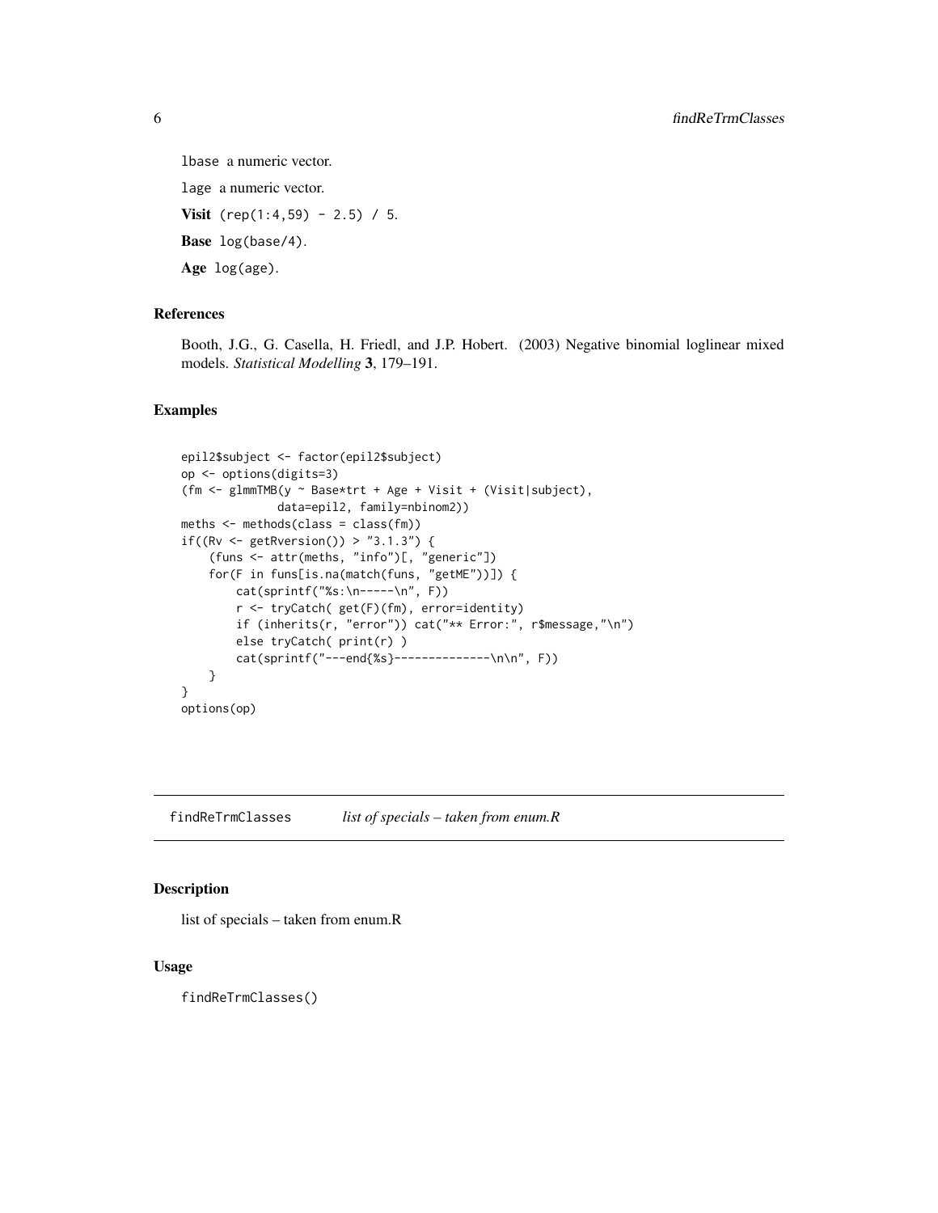`lbase` a numeric vector.

`lage` a numeric vector.

**Visit** `(rep(1:4,59) - 2.5) / 5`.

**Base** `log(base/4)`.

**Age** `log(age)`.

### References

Booth, J.G., G. Casella, H. Friedl, and J.P. Hobert. (2003) Negative binomial loglinear mixed models. *Statistical Modelling* **3**, 179–191.

### Examples

```
epil2$subject <- factor(epil2$subject)
op <- options(digits=3)
(fm <- glmmTMB(y ~ Base*trt + Age + Visit + (Visit|subject),
              data=epil2, family=nbinom2))
meths <- methods(class = class(fm))
if((Rv <- getRversion()) > "3.1.3") {
    (funs <- attr(meths, "info")[, "generic"])
    for(F in funs[is.na(match(funs, "getME"))]) {
        cat(sprintf("%s:\n-----\n", F))
        r <- tryCatch( get(F)(fm), error=identity)
        if (inherits(r, "error")) cat("** Error:", r$message,"\n")
        else tryCatch( print(r) )
        cat(sprintf("---end{%s}--------------\n\n", F))
    }
}
options(op)
```

---

## findReTrmClasses *list of specials – taken from enum.R*

### Description

list of specials – taken from enum.R

### Usage

```
findReTrmClasses()
```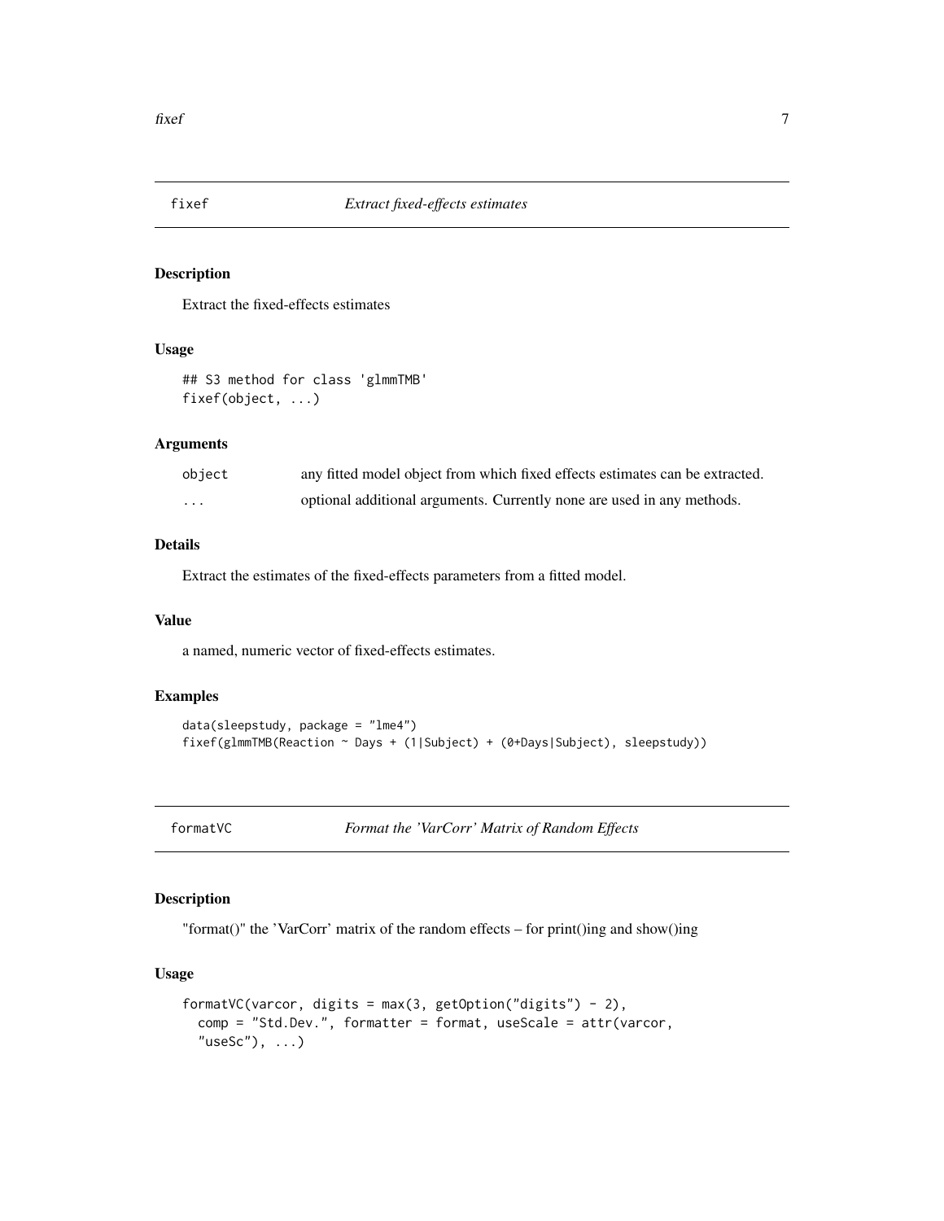## fixef — *Extract fixed-effects estimates*

### Description

Extract the fixed-effects estimates

### Usage

```
## S3 method for class 'glmmTMB'
fixef(object, ...)
```

### Arguments

| | |
|---|---|
| `object` | any fitted model object from which fixed effects estimates can be extracted. |
| `...` | optional additional arguments. Currently none are used in any methods. |

### Details

Extract the estimates of the fixed-effects parameters from a fitted model.

### Value

a named, numeric vector of fixed-effects estimates.

### Examples

```
data(sleepstudy, package = "lme4")
fixef(glmmTMB(Reaction ~ Days + (1|Subject) + (0+Days|Subject), sleepstudy))
```

## formatVC — *Format the 'VarCorr' Matrix of Random Effects*

### Description

"format()" the 'VarCorr' matrix of the random effects – for print()ing and show()ing

### Usage

```
formatVC(varcor, digits = max(3, getOption("digits") - 2),
  comp = "Std.Dev.", formatter = format, useScale = attr(varcor,
  "useSc"), ...)
```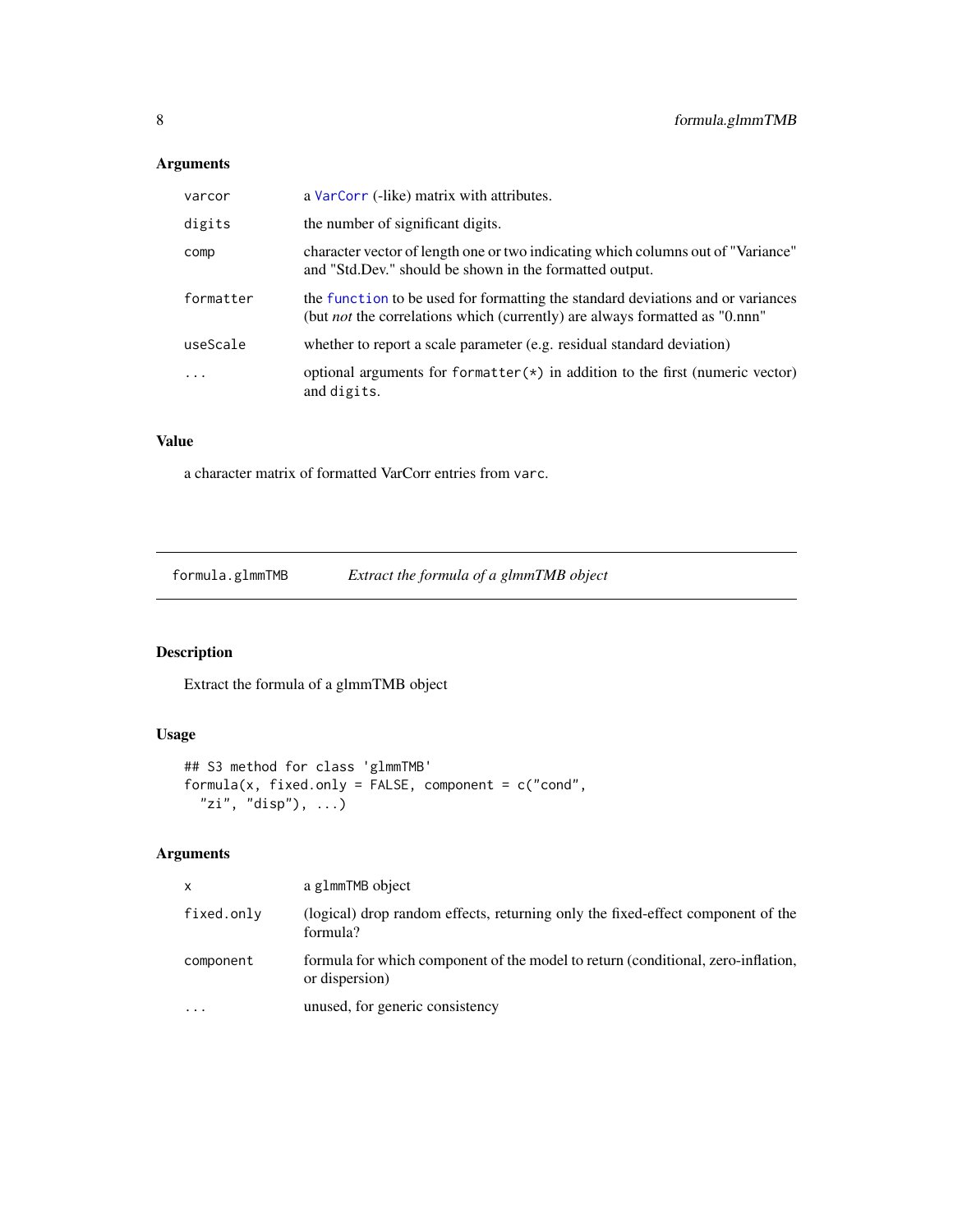## Arguments

| | |
|---|---|
| varcor | a VarCorr (-like) matrix with attributes. |
| digits | the number of significant digits. |
| comp | character vector of length one or two indicating which columns out of "Variance" and "Std.Dev." should be shown in the formatted output. |
| formatter | the function to be used for formatting the standard deviations and or variances (but *not* the correlations which (currently) are always formatted as "0.nnn" |
| useScale | whether to report a scale parameter (e.g. residual standard deviation) |
| ... | optional arguments for `formatter(*)` in addition to the first (numeric vector) and `digits`. |

## Value

a character matrix of formatted VarCorr entries from `varc`.

---

# formula.glmmTMB *Extract the formula of a glmmTMB object*

## Description

Extract the formula of a glmmTMB object

## Usage

```
## S3 method for class 'glmmTMB'
formula(x, fixed.only = FALSE, component = c("cond",
  "zi", "disp"), ...)
```

## Arguments

| | |
|---|---|
| x | a `glmmTMB` object |
| fixed.only | (logical) drop random effects, returning only the fixed-effect component of the formula? |
| component | formula for which component of the model to return (conditional, zero-inflation, or dispersion) |
| ... | unused, for generic consistency |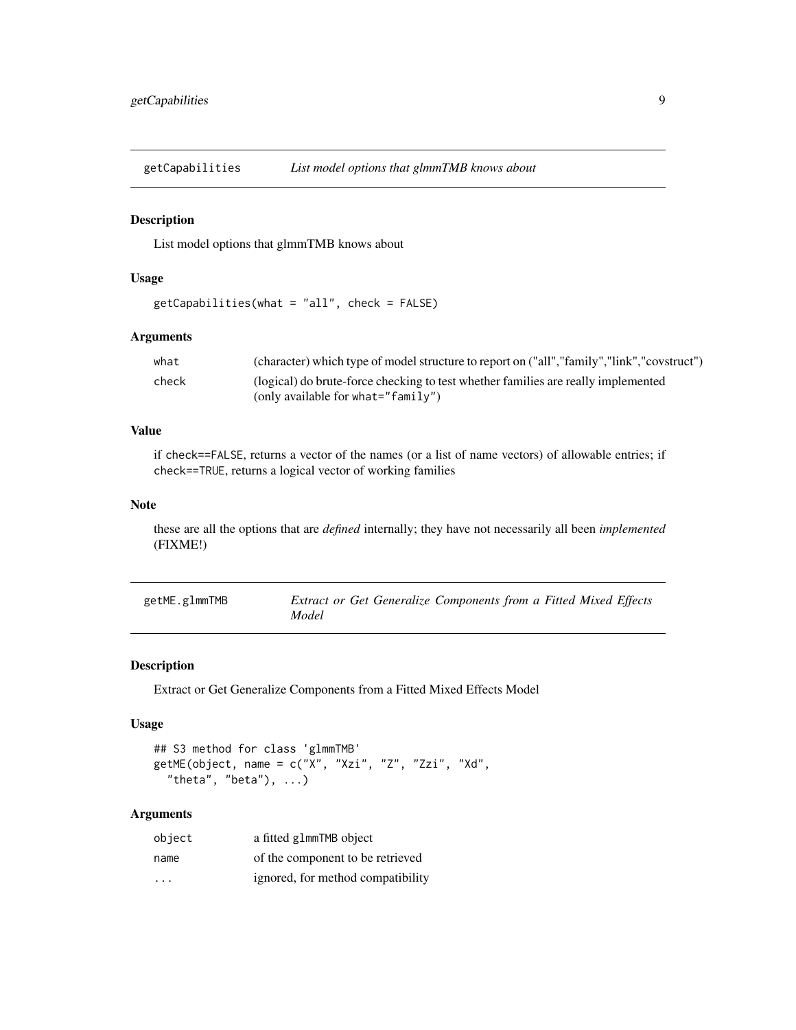## getCapabilities — *List model options that glmmTMB knows about*

### Description

List model options that glmmTMB knows about

### Usage

```
getCapabilities(what = "all", check = FALSE)
```

### Arguments

| | |
|---|---|
| `what` | (character) which type of model structure to report on ("all","family","link","covstruct") |
| `check` | (logical) do brute-force checking to test whether families are really implemented (only available for `what="family"`) |

### Value

if `check==FALSE`, returns a vector of the names (or a list of name vectors) of allowable entries; if `check==TRUE`, returns a logical vector of working families

### Note

these are all the options that are *defined* internally; they have not necessarily all been *implemented* (FIXME!)

## getME.glmmTMB — *Extract or Get Generalize Components from a Fitted Mixed Effects Model*

### Description

Extract or Get Generalize Components from a Fitted Mixed Effects Model

### Usage

```
## S3 method for class 'glmmTMB'
getME(object, name = c("X", "Xzi", "Z", "Zzi", "Xd",
  "theta", "beta"), ...)
```

### Arguments

| | |
|---|---|
| `object` | a fitted `glmmTMB` object |
| `name` | of the component to be retrieved |
| `...` | ignored, for method compatibility |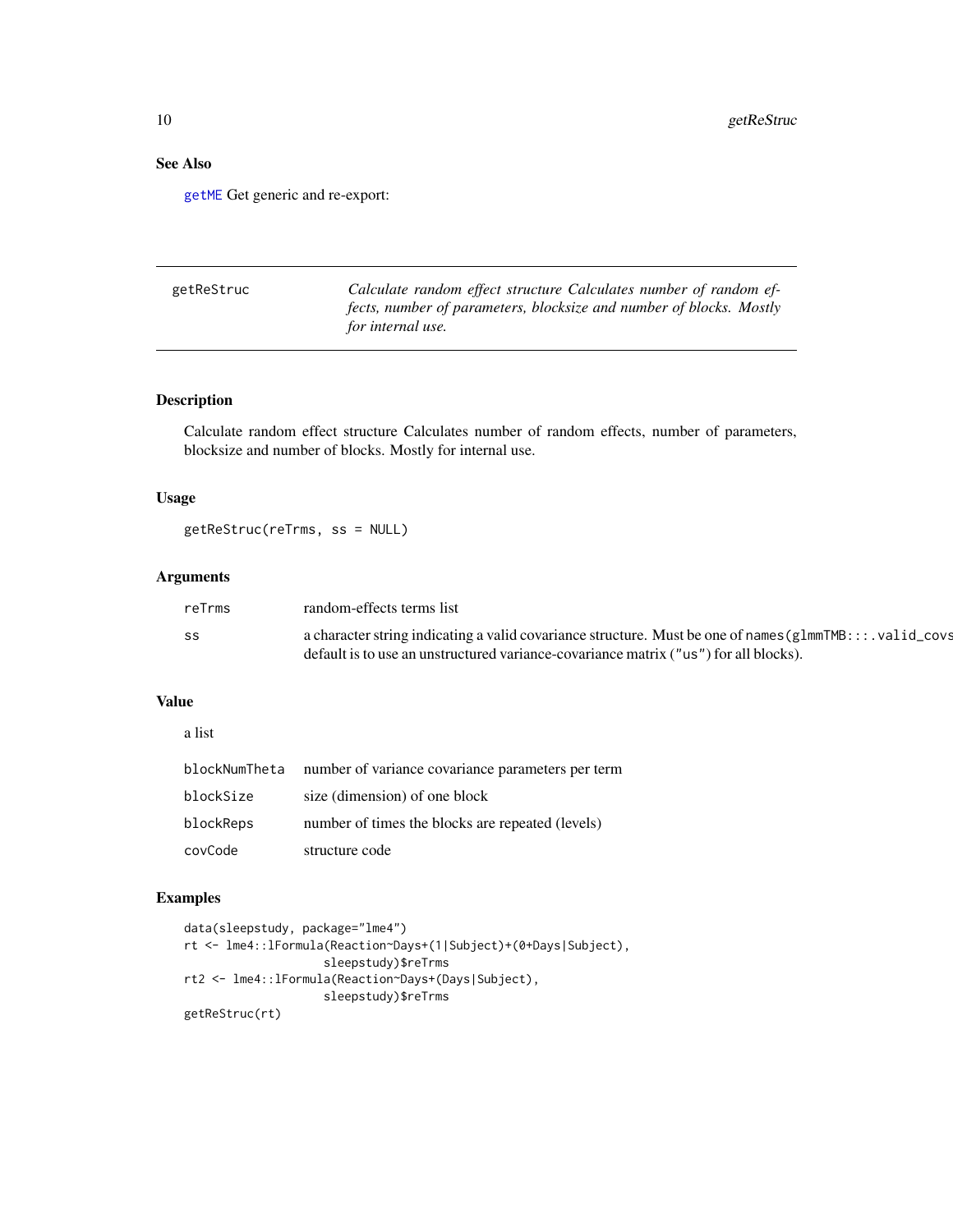## See Also

getME Get generic and re-export:

---

## getReStruc *Calculate random effect structure Calculates number of random effects, number of parameters, blocksize and number of blocks. Mostly for internal use.*

### Description

Calculate random effect structure Calculates number of random effects, number of parameters, blocksize and number of blocks. Mostly for internal use.

### Usage

```
getReStruc(reTrms, ss = NULL)
```

### Arguments

| | |
|---|---|
| reTrms | random-effects terms list |
| ss | a character string indicating a valid covariance structure. Must be one of names(glmmTMB:::.valid_covs default is to use an unstructured variance-covariance matrix ("us") for all blocks). |

### Value

a list

| | |
|---|---|
| blockNumTheta | number of variance covariance parameters per term |
| blockSize | size (dimension) of one block |
| blockReps | number of times the blocks are repeated (levels) |
| covCode | structure code |

### Examples

```
data(sleepstudy, package="lme4")
rt <- lme4::lFormula(Reaction~Days+(1|Subject)+(0+Days|Subject),
                    sleepstudy)$reTrms
rt2 <- lme4::lFormula(Reaction~Days+(Days|Subject),
                    sleepstudy)$reTrms
getReStruc(rt)
```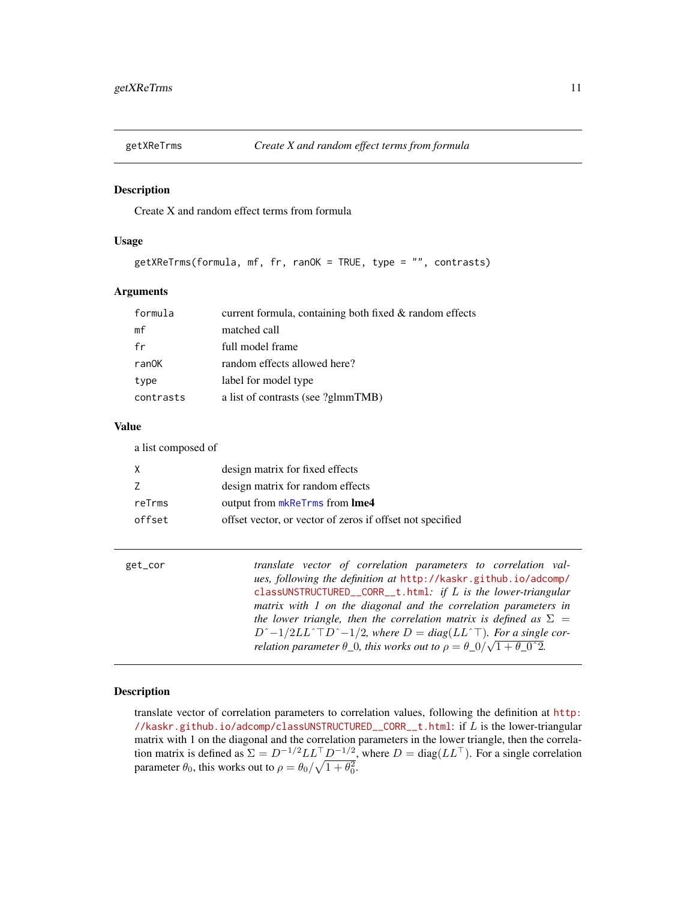## getXReTrms — *Create X and random effect terms from formula*

### Description

Create X and random effect terms from formula

### Usage

```
getXReTrms(formula, mf, fr, ranOK = TRUE, type = "", contrasts)
```

### Arguments

| | |
|---|---|
| `formula` | current formula, containing both fixed & random effects |
| `mf` | matched call |
| `fr` | full model frame |
| `ranOK` | random effects allowed here? |
| `type` | label for model type |
| `contrasts` | a list of contrasts (see ?glmmTMB) |

### Value

a list composed of

| | |
|---|---|
| `X` | design matrix for fixed effects |
| `Z` | design matrix for random effects |
| `reTrms` | output from `mkReTrms` from **lme4** |
| `offset` | offset vector, or vector of zeros if offset not specified |

## get_cor — *translate vector of correlation parameters to correlation values, following the definition at http://kaskr.github.io/adcomp/classUNSTRUCTURED__CORR__t.html: if L is the lower-triangular matrix with 1 on the diagonal and the correlation parameters in the lower triangle, then the correlation matrix is defined as Σ = D^-1/2LL^⊤D^-1/2, where D = diag(LL^⊤). For a single correlation parameter θ_0, this works out to ρ = θ_0/√1 + θ_0^2.*

### Description

translate vector of correlation parameters to correlation values, following the definition at http://kaskr.github.io/adcomp/classUNSTRUCTURED__CORR__t.html: if $L$ is the lower-triangular matrix with 1 on the diagonal and the correlation parameters in the lower triangle, then the correlation matrix is defined as $\Sigma = D^{-1/2} L L^\top D^{-1/2}$, where $D = \text{diag}(LL^\top)$. For a single correlation parameter $\theta_0$, this works out to $\rho = \theta_0 / \sqrt{1 + \theta_0^2}$.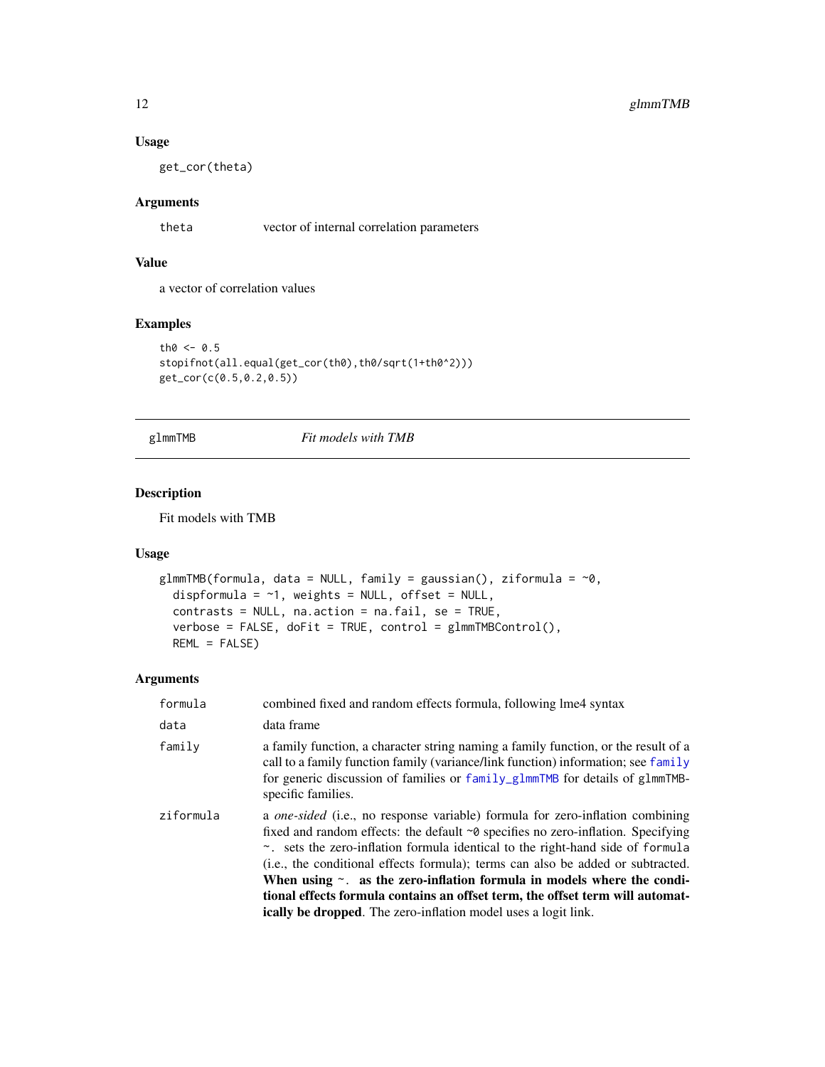### Usage

```
get_cor(theta)
```

### Arguments

| | |
|---|---|
| theta | vector of internal correlation parameters |

### Value

a vector of correlation values

### Examples

```
th0 <- 0.5
stopifnot(all.equal(get_cor(th0),th0/sqrt(1+th0^2)))
get_cor(c(0.5,0.2,0.5))
```

---

## glmmTMB *Fit models with TMB*

---

### Description

Fit models with TMB

### Usage

```
glmmTMB(formula, data = NULL, family = gaussian(), ziformula = ~0,
  dispformula = ~1, weights = NULL, offset = NULL,
  contrasts = NULL, na.action = na.fail, se = TRUE,
  verbose = FALSE, doFit = TRUE, control = glmmTMBControl(),
  REML = FALSE)
```

### Arguments

| | |
|---|---|
| formula | combined fixed and random effects formula, following lme4 syntax |
| data | data frame |
| family | a family function, a character string naming a family function, or the result of a call to a family function family (variance/link function) information; see family for generic discussion of families or family_glmmTMB for details of glmmTMB-specific families. |
| ziformula | a *one-sided* (i.e., no response variable) formula for zero-inflation combining fixed and random effects: the default ~0 specifies no zero-inflation. Specifying ~. sets the zero-inflation formula identical to the right-hand side of formula (i.e., the conditional effects formula); terms can also be added or subtracted. **When using ~. as the zero-inflation formula in models where the conditional effects formula contains an offset term, the offset term will automatically be dropped**. The zero-inflation model uses a logit link. |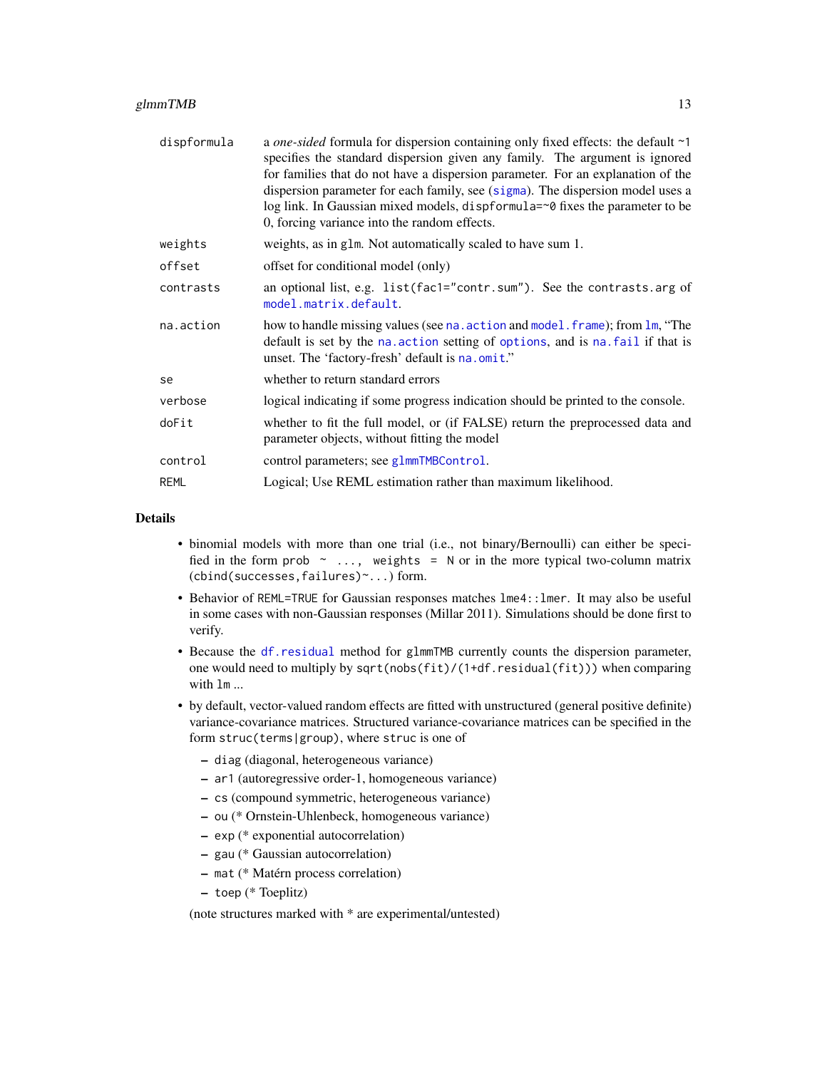| | |
|---|---|
| dispformula | a *one-sided* formula for dispersion containing only fixed effects: the default `~1` specifies the standard dispersion given any family. The argument is ignored for families that do not have a dispersion parameter. For an explanation of the dispersion parameter for each family, see (`sigma`). The dispersion model uses a log link. In Gaussian mixed models, `dispformula=~0` fixes the parameter to be 0, forcing variance into the random effects. |
| weights | weights, as in `glm`. Not automatically scaled to have sum 1. |
| offset | offset for conditional model (only) |
| contrasts | an optional list, e.g. `list(fac1="contr.sum")`. See the `contrasts.arg` of `model.matrix.default`. |
| na.action | how to handle missing values (see `na.action` and `model.frame`); from `lm`, "The default is set by the `na.action` setting of `options`, and is `na.fail` if that is unset. The 'factory-fresh' default is `na.omit`." |
| se | whether to return standard errors |
| verbose | logical indicating if some progress indication should be printed to the console. |
| doFit | whether to fit the full model, or (if FALSE) return the preprocessed data and parameter objects, without fitting the model |
| control | control parameters; see `glmmTMBControl`. |
| REML | Logical; Use REML estimation rather than maximum likelihood. |

## Details

- binomial models with more than one trial (i.e., not binary/Bernoulli) can either be specified in the form `prob ~ ..., weights = N` or in the more typical two-column matrix `(cbind(successes,failures)~...)` form.
- Behavior of `REML=TRUE` for Gaussian responses matches `lme4::lmer`. It may also be useful in some cases with non-Gaussian responses (Millar 2011). Simulations should be done first to verify.
- Because the `df.residual` method for `glmmTMB` currently counts the dispersion parameter, one would need to multiply by `sqrt(nobs(fit)/(1+df.residual(fit)))` when comparing with `lm` ...
- by default, vector-valued random effects are fitted with unstructured (general positive definite) variance-covariance matrices. Structured variance-covariance matrices can be specified in the form `struc(terms|group)`, where `struc` is one of
  - `diag` (diagonal, heterogeneous variance)
  - `ar1` (autoregressive order-1, homogeneous variance)
  - `cs` (compound symmetric, heterogeneous variance)
  - `ou` (* Ornstein-Uhlenbeck, homogeneous variance)
  - `exp` (* exponential autocorrelation)
  - `gau` (* Gaussian autocorrelation)
  - `mat` (* Matérn process correlation)
  - `toep` (* Toeplitz)

  (note structures marked with * are experimental/untested)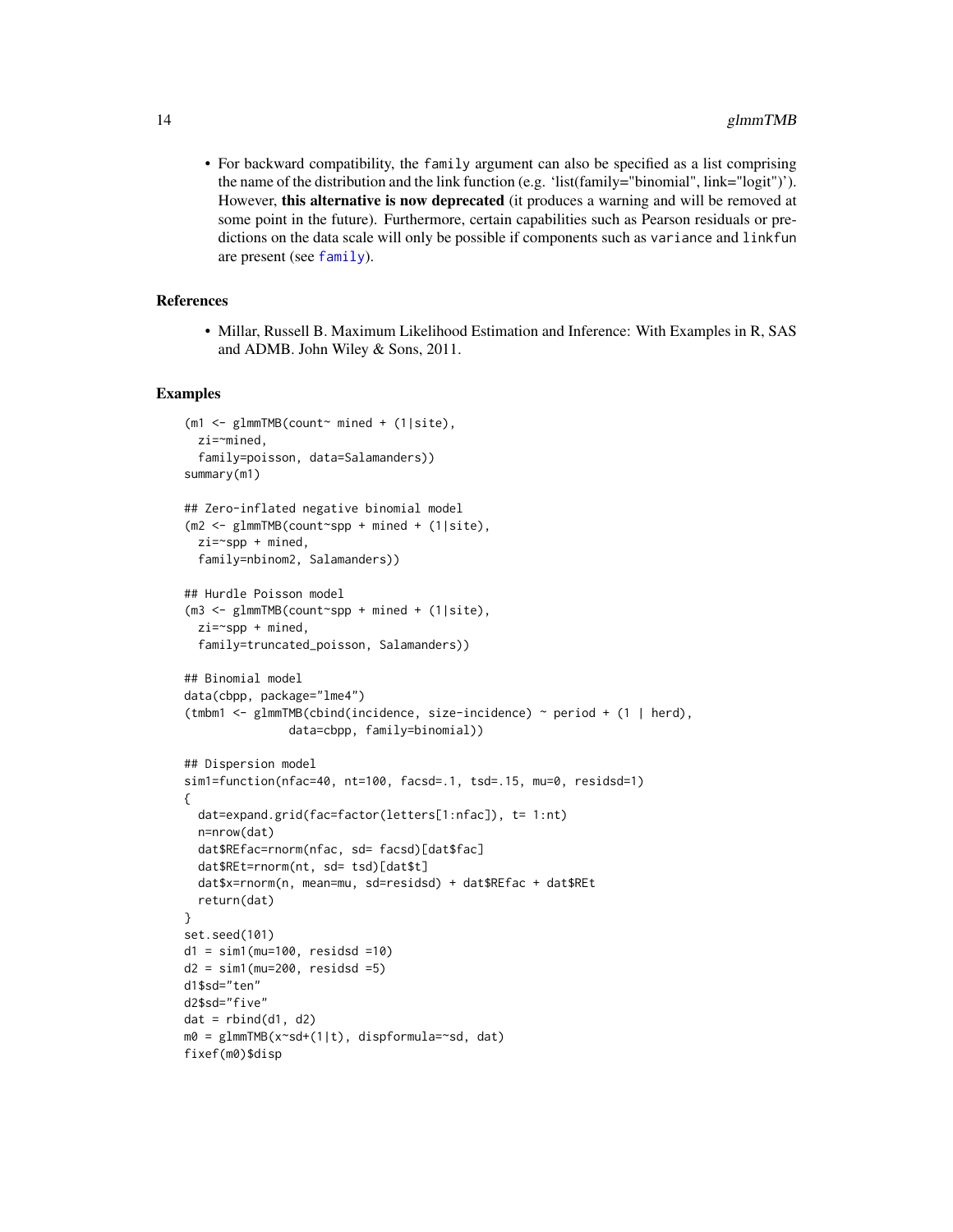- For backward compatibility, the `family` argument can also be specified as a list comprising the name of the distribution and the link function (e.g. 'list(family="binomial", link="logit")'). However, **this alternative is now deprecated** (it produces a warning and will be removed at some point in the future). Furthermore, certain capabilities such as Pearson residuals or predictions on the data scale will only be possible if components such as `variance` and `linkfun` are present (see `family`).

### References

- Millar, Russell B. Maximum Likelihood Estimation and Inference: With Examples in R, SAS and ADMB. John Wiley & Sons, 2011.

### Examples

```
(m1 <- glmmTMB(count~ mined + (1|site),
  zi=~mined,
  family=poisson, data=Salamanders))
summary(m1)

## Zero-inflated negative binomial model
(m2 <- glmmTMB(count~spp + mined + (1|site),
  zi=~spp + mined,
  family=nbinom2, Salamanders))

## Hurdle Poisson model
(m3 <- glmmTMB(count~spp + mined + (1|site),
  zi=~spp + mined,
  family=truncated_poisson, Salamanders))

## Binomial model
data(cbpp, package="lme4")
(tmbm1 <- glmmTMB(cbind(incidence, size-incidence) ~ period + (1 | herd),
               data=cbpp, family=binomial))

## Dispersion model
sim1=function(nfac=40, nt=100, facsd=.1, tsd=.15, mu=0, residsd=1)
{
  dat=expand.grid(fac=factor(letters[1:nfac]), t= 1:nt)
  n=nrow(dat)
  dat$REfac=rnorm(nfac, sd= facsd)[dat$fac]
  dat$REt=rnorm(nt, sd= tsd)[dat$t]
  dat$x=rnorm(n, mean=mu, sd=residsd) + dat$REfac + dat$REt
  return(dat)
}
set.seed(101)
d1 = sim1(mu=100, residsd =10)
d2 = sim1(mu=200, residsd =5)
d1$sd="ten"
d2$sd="five"
dat = rbind(d1, d2)
m0 = glmmTMB(x~sd+(1|t), dispformula=~sd, dat)
fixef(m0)$disp
```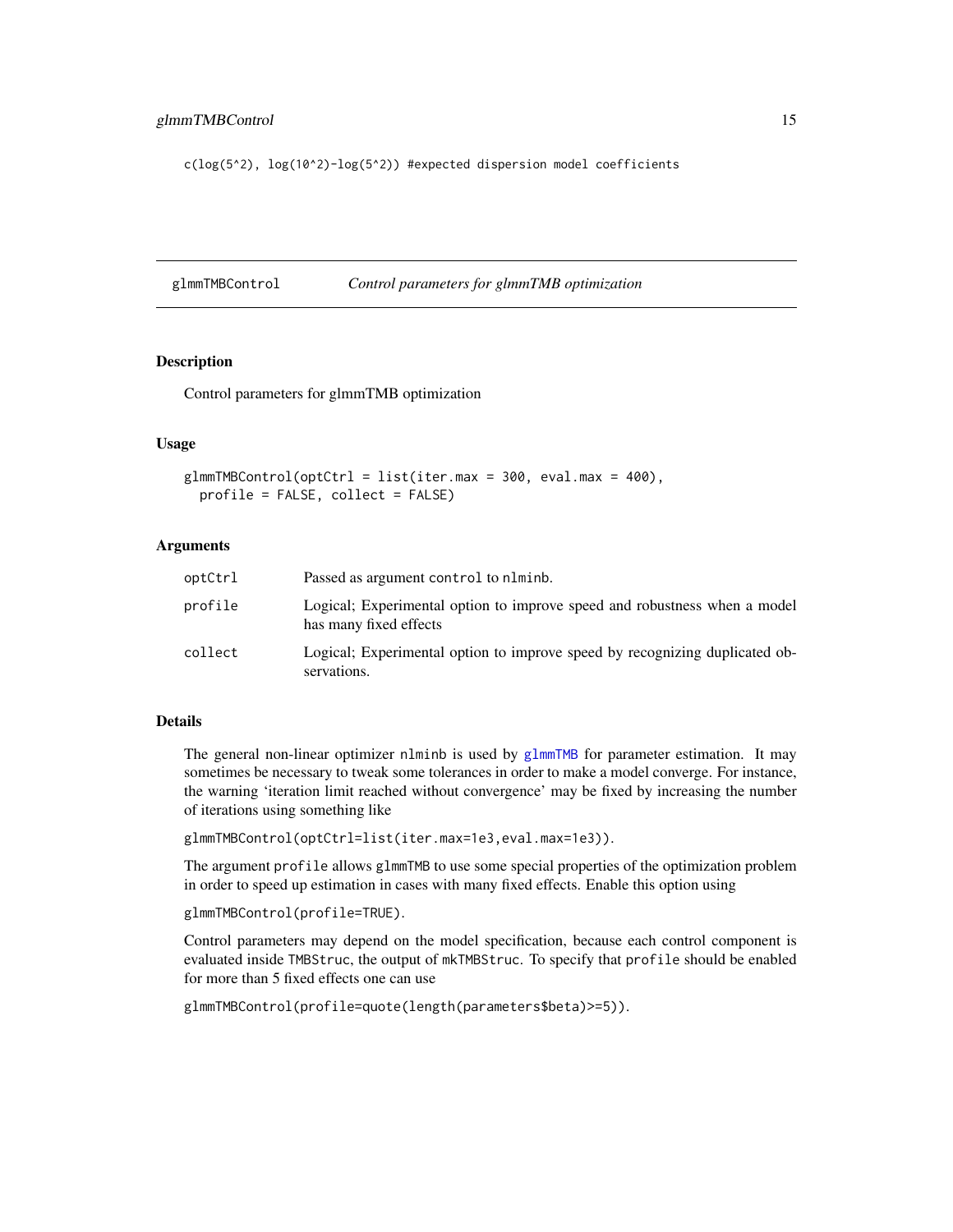```
c(log(5^2), log(10^2)-log(5^2)) #expected dispersion model coefficients
```

---

## glmmTMBControl — *Control parameters for glmmTMB optimization*

### Description

Control parameters for glmmTMB optimization

### Usage

```
glmmTMBControl(optCtrl = list(iter.max = 300, eval.max = 400),
  profile = FALSE, collect = FALSE)
```

### Arguments

| | |
|---|---|
| `optCtrl` | Passed as argument `control` to `nlminb`. |
| `profile` | Logical; Experimental option to improve speed and robustness when a model has many fixed effects |
| `collect` | Logical; Experimental option to improve speed by recognizing duplicated observations. |

### Details

The general non-linear optimizer `nlminb` is used by `glmmTMB` for parameter estimation. It may sometimes be necessary to tweak some tolerances in order to make a model converge. For instance, the warning 'iteration limit reached without convergence' may be fixed by increasing the number of iterations using something like

`glmmTMBControl(optCtrl=list(iter.max=1e3,eval.max=1e3))`.

The argument `profile` allows `glmmTMB` to use some special properties of the optimization problem in order to speed up estimation in cases with many fixed effects. Enable this option using

`glmmTMBControl(profile=TRUE)`.

Control parameters may depend on the model specification, because each control component is evaluated inside `TMBStruc`, the output of `mkTMBStruc`. To specify that `profile` should be enabled for more than 5 fixed effects one can use

`glmmTMBControl(profile=quote(length(parameters$beta)>=5))`.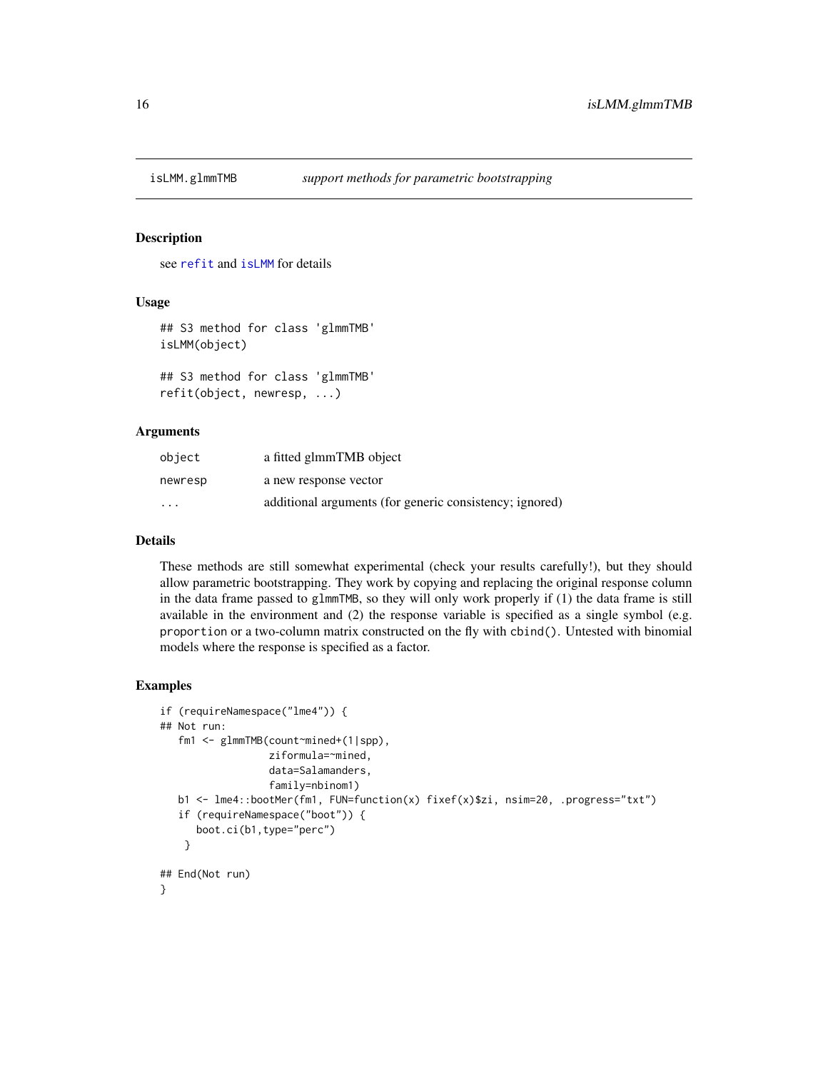# isLMM.glmmTMB *support methods for parametric bootstrapping*

## Description

see refit and isLMM for details

## Usage

```
## S3 method for class 'glmmTMB'
isLMM(object)

## S3 method for class 'glmmTMB'
refit(object, newresp, ...)
```

## Arguments

| | |
|---|---|
| object | a fitted glmmTMB object |
| newresp | a new response vector |
| ... | additional arguments (for generic consistency; ignored) |

## Details

These methods are still somewhat experimental (check your results carefully!), but they should allow parametric bootstrapping. They work by copying and replacing the original response column in the data frame passed to glmmTMB, so they will only work properly if (1) the data frame is still available in the environment and (2) the response variable is specified as a single symbol (e.g. proportion or a two-column matrix constructed on the fly with cbind(). Untested with binomial models where the response is specified as a factor.

## Examples

```
if (requireNamespace("lme4")) {
## Not run:
   fm1 <- glmmTMB(count~mined+(1|spp),
                  ziformula=~mined,
                  data=Salamanders,
                  family=nbinom1)
   b1 <- lme4::bootMer(fm1, FUN=function(x) fixef(x)$zi, nsim=20, .progress="txt")
   if (requireNamespace("boot")) {
      boot.ci(b1,type="perc")
    }

## End(Not run)
}
```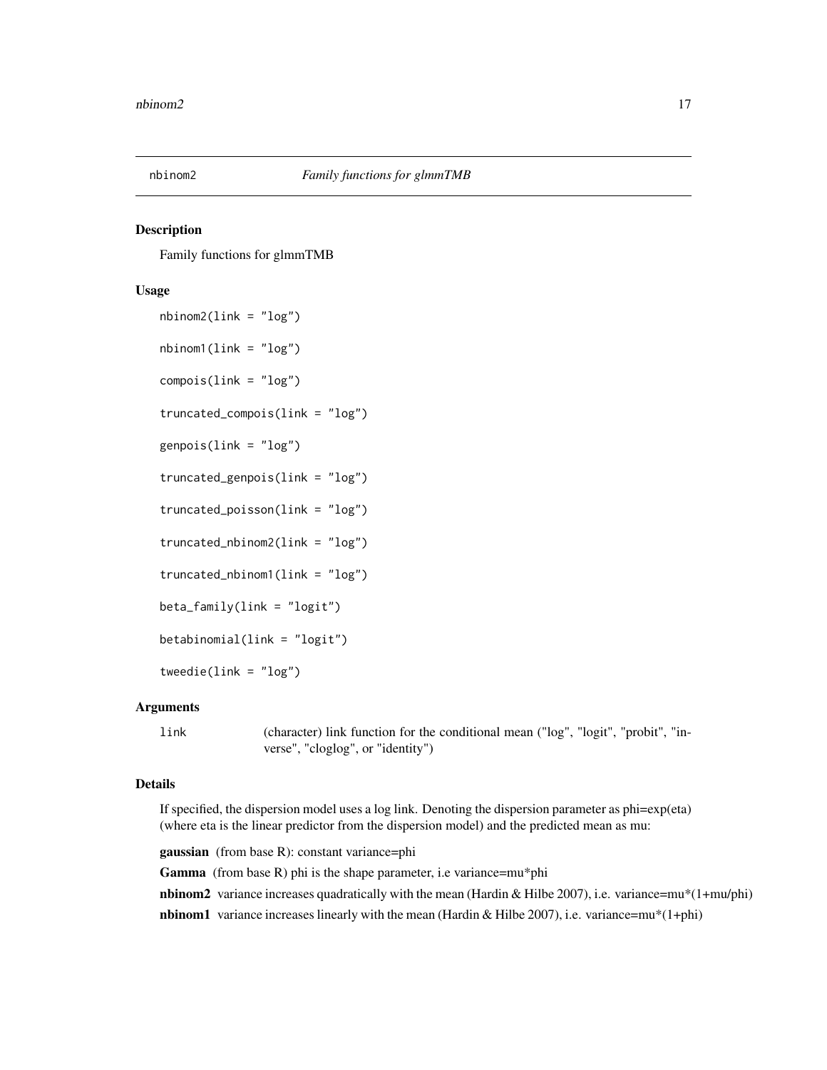## nbinom2 — *Family functions for glmmTMB*

### Description

Family functions for glmmTMB

### Usage

```
nbinom2(link = "log")

nbinom1(link = "log")

compois(link = "log")

truncated_compois(link = "log")

genpois(link = "log")

truncated_genpois(link = "log")

truncated_poisson(link = "log")

truncated_nbinom2(link = "log")

truncated_nbinom1(link = "log")

beta_family(link = "logit")

betabinomial(link = "logit")

tweedie(link = "log")
```

### Arguments

| | |
|---|---|
| `link` | (character) link function for the conditional mean ("log", "logit", "probit", "inverse", "cloglog", or "identity") |

### Details

If specified, the dispersion model uses a log link. Denoting the dispersion parameter as phi=exp(eta) (where eta is the linear predictor from the dispersion model) and the predicted mean as mu:

**gaussian** (from base R): constant variance=phi

**Gamma** (from base R) phi is the shape parameter, i.e variance=mu*phi

**nbinom2** variance increases quadratically with the mean (Hardin & Hilbe 2007), i.e. variance=mu*(1+mu/phi)

**nbinom1** variance increases linearly with the mean (Hardin & Hilbe 2007), i.e. variance=mu*(1+phi)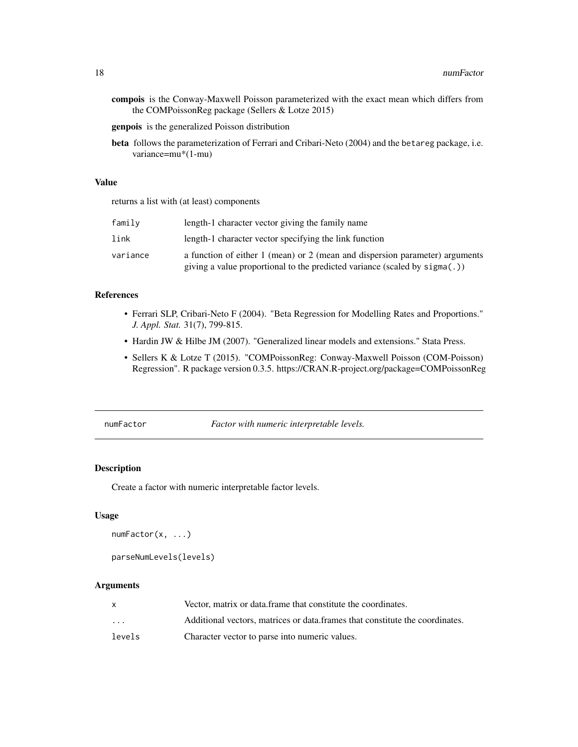**compois** is the Conway-Maxwell Poisson parameterized with the exact mean which differs from the COMPoissonReg package (Sellers & Lotze 2015)

**genpois** is the generalized Poisson distribution

**beta** follows the parameterization of Ferrari and Cribari-Neto (2004) and the betareg package, i.e. variance=mu*(1-mu)

### Value

returns a list with (at least) components

| | |
|---|---|
| family | length-1 character vector giving the family name |
| link | length-1 character vector specifying the link function |
| variance | a function of either 1 (mean) or 2 (mean and dispersion parameter) arguments giving a value proportional to the predicted variance (scaled by sigma(.)) |

### References

- Ferrari SLP, Cribari-Neto F (2004). "Beta Regression for Modelling Rates and Proportions." *J. Appl. Stat.* 31(7), 799-815.
- Hardin JW & Hilbe JM (2007). "Generalized linear models and extensions." Stata Press.
- Sellers K & Lotze T (2015). "COMPoissonReg: Conway-Maxwell Poisson (COM-Poisson) Regression". R package version 0.3.5. https://CRAN.R-project.org/package=COMPoissonReg

---

## numFactor — *Factor with numeric interpretable levels.*

### Description

Create a factor with numeric interpretable factor levels.

### Usage

```
numFactor(x, ...)

parseNumLevels(levels)
```

### Arguments

| | |
|---|---|
| x | Vector, matrix or data.frame that constitute the coordinates. |
| ... | Additional vectors, matrices or data.frames that constitute the coordinates. |
| levels | Character vector to parse into numeric values. |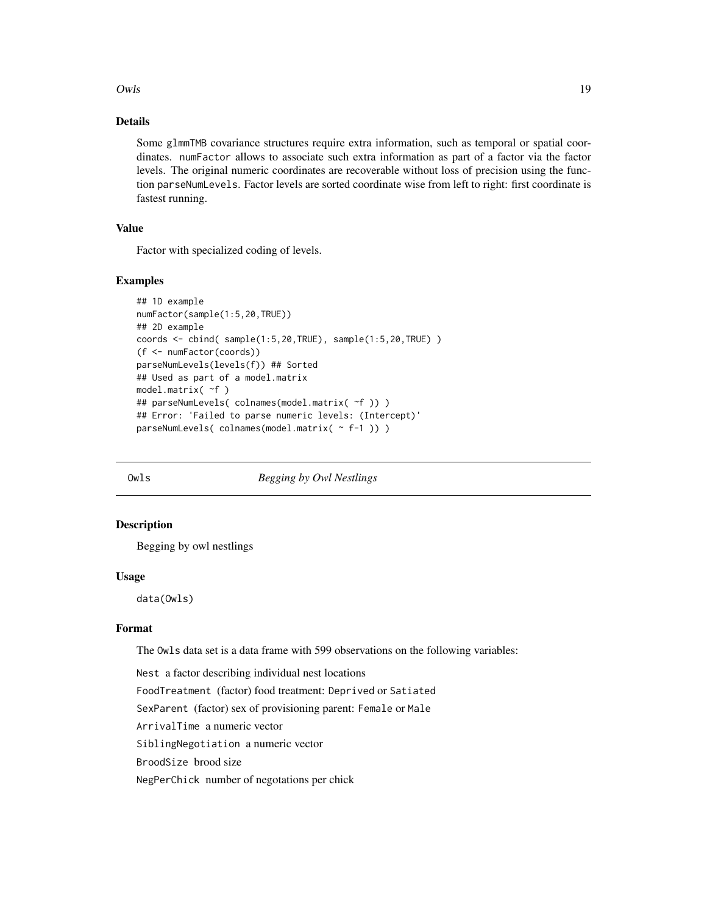### Details

Some `glmmTMB` covariance structures require extra information, such as temporal or spatial coordinates. `numFactor` allows to associate such extra information as part of a factor via the factor levels. The original numeric coordinates are recoverable without loss of precision using the function `parseNumLevels`. Factor levels are sorted coordinate wise from left to right: first coordinate is fastest running.

### Value

Factor with specialized coding of levels.

### Examples

```
## 1D example
numFactor(sample(1:5,20,TRUE))
## 2D example
coords <- cbind( sample(1:5,20,TRUE), sample(1:5,20,TRUE) )
(f <- numFactor(coords))
parseNumLevels(levels(f)) ## Sorted
## Used as part of a model.matrix
model.matrix( ~f )
## parseNumLevels( colnames(model.matrix( ~f )) )
## Error: 'Failed to parse numeric levels: (Intercept)'
parseNumLevels( colnames(model.matrix( ~ f-1 )) )
```

---

## Owls — *Begging by Owl Nestlings*

---

### Description

Begging by owl nestlings

### Usage

```
data(Owls)
```

### Format

The `Owls` data set is a data frame with 599 observations on the following variables:

`Nest` a factor describing individual nest locations

`FoodTreatment` (factor) food treatment: `Deprived` or `Satiated`

`SexParent` (factor) sex of provisioning parent: `Female` or `Male`

`ArrivalTime` a numeric vector

`SiblingNegotiation` a numeric vector

`BroodSize` brood size

`NegPerChick` number of negotations per chick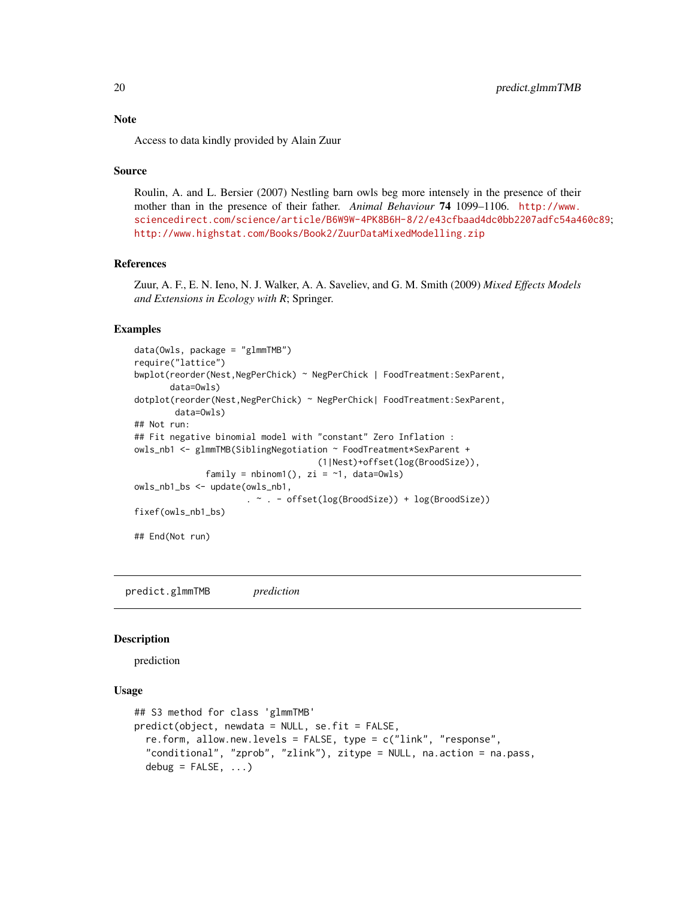### Note

Access to data kindly provided by Alain Zuur

### Source

Roulin, A. and L. Bersier (2007) Nestling barn owls beg more intensely in the presence of their mother than in the presence of their father. *Animal Behaviour* **74** 1099–1106. http://www.sciencedirect.com/science/article/B6W9W-4PK8B6H-8/2/e43cfbaad4dc0bb2207adfc54a460c89; http://www.highstat.com/Books/Book2/ZuurDataMixedModelling.zip

### References

Zuur, A. F., E. N. Ieno, N. J. Walker, A. A. Saveliev, and G. M. Smith (2009) *Mixed Effects Models and Extensions in Ecology with R*; Springer.

### Examples

```
data(Owls, package = "glmmTMB")
require("lattice")
bwplot(reorder(Nest,NegPerChick) ~ NegPerChick | FoodTreatment:SexParent,
       data=Owls)
dotplot(reorder(Nest,NegPerChick) ~ NegPerChick| FoodTreatment:SexParent,
        data=Owls)
## Not run:
## Fit negative binomial model with "constant" Zero Inflation :
owls_nb1 <- glmmTMB(SiblingNegotiation ~ FoodTreatment*SexParent +
                                    (1|Nest)+offset(log(BroodSize)),
              family = nbinom1(), zi = ~1, data=Owls)
owls_nb1_bs <- update(owls_nb1,
                       . ~ . - offset(log(BroodSize)) + log(BroodSize))
fixef(owls_nb1_bs)

## End(Not run)
```

## predict.glmmTMB *prediction*

### Description

prediction

### Usage

```
## S3 method for class 'glmmTMB'
predict(object, newdata = NULL, se.fit = FALSE,
  re.form, allow.new.levels = FALSE, type = c("link", "response",
  "conditional", "zprob", "zlink"), zitype = NULL, na.action = na.pass,
  debug = FALSE, ...)
```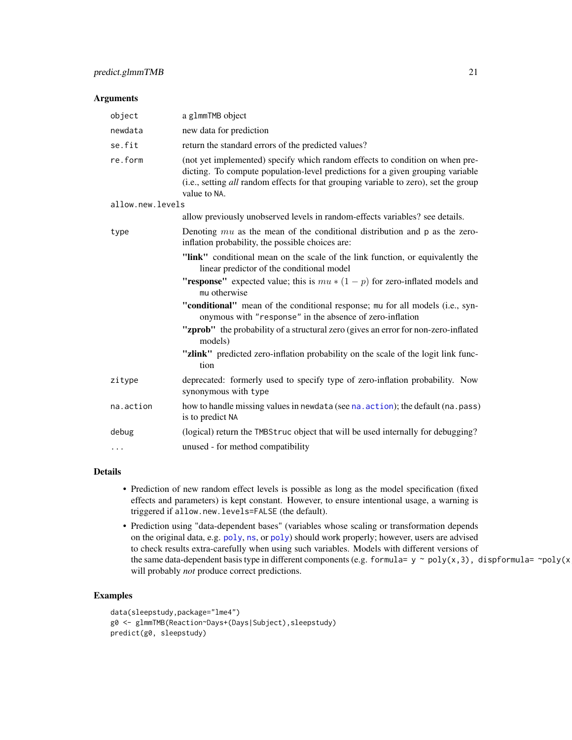## Arguments

| | |
|---|---|
| `object` | a `glmmTMB` object |
| `newdata` | new data for prediction |
| `se.fit` | return the standard errors of the predicted values? |
| `re.form` | (not yet implemented) specify which random effects to condition on when predicting. To compute population-level predictions for a given grouping variable (i.e., setting *all* random effects for that grouping variable to zero), set the group value to `NA`. |
| `allow.new.levels` | allow previously unobserved levels in random-effects variables? see details. |
| `type` | Denoting $mu$ as the mean of the conditional distribution and `p` as the zero-inflation probability, the possible choices are: **"link"** conditional mean on the scale of the link function, or equivalently the linear predictor of the conditional model **"response"** expected value; this is $mu * (1 - p)$ for zero-inflated models and `mu` otherwise **"conditional"** mean of the conditional response; `mu` for all models (i.e., synonymous with `"response"` in the absence of zero-inflation **"zprob"** the probability of a structural zero (gives an error for non-zero-inflated models) **"zlink"** predicted zero-inflation probability on the scale of the logit link function |
| `zitype` | deprecated: formerly used to specify type of zero-inflation probability. Now synonymous with `type` |
| `na.action` | how to handle missing values in `newdata` (see `na.action`); the default (`na.pass`) is to predict `NA` |
| `debug` | (logical) return the `TMBStruc` object that will be used internally for debugging? |
| `...` | unused - for method compatibility |

## Details

- Prediction of new random effect levels is possible as long as the model specification (fixed effects and parameters) is kept constant. However, to ensure intentional usage, a warning is triggered if `allow.new.levels=FALSE` (the default).
- Prediction using "data-dependent bases" (variables whose scaling or transformation depends on the original data, e.g. `poly`, `ns`, or `poly`) should work properly; however, users are advised to check results extra-carefully when using such variables. Models with different versions of the same data-dependent basis type in different components (e.g. `formula= y ~ poly(x,3), dispformula= ~poly(x` will probably *not* produce correct predictions.

## Examples

```
data(sleepstudy,package="lme4")
g0 <- glmmTMB(Reaction~Days+(Days|Subject),sleepstudy)
predict(g0, sleepstudy)
```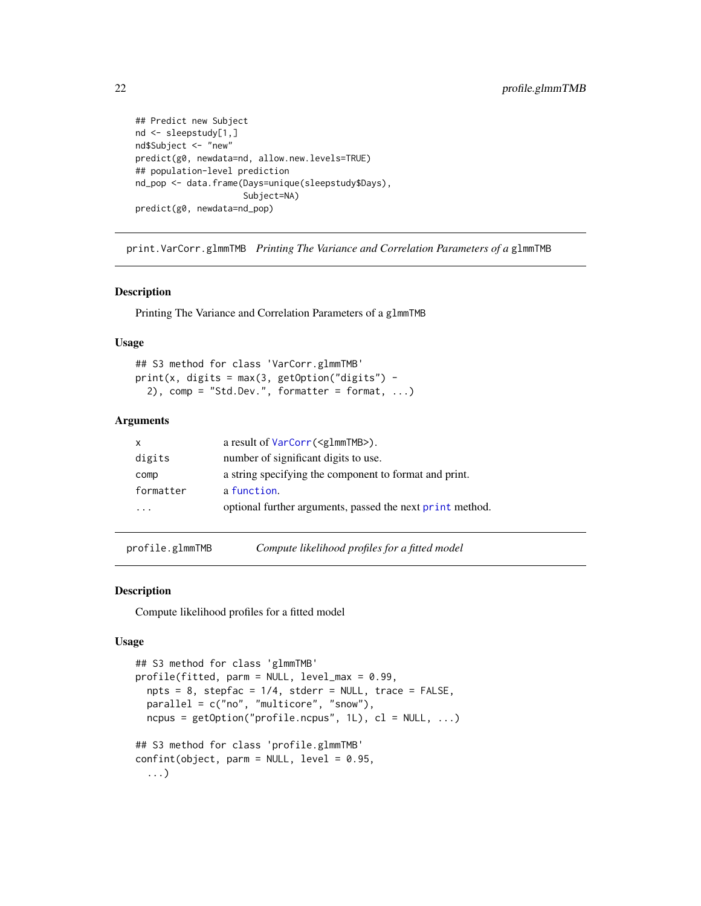```
## Predict new Subject
nd <- sleepstudy[1,]
nd$Subject <- "new"
predict(g0, newdata=nd, allow.new.levels=TRUE)
## population-level prediction
nd_pop <- data.frame(Days=unique(sleepstudy$Days),
                     Subject=NA)
predict(g0, newdata=nd_pop)
```

## print.VarCorr.glmmTMB    *Printing The Variance and Correlation Parameters of a* `glmmTMB`

### Description

Printing The Variance and Correlation Parameters of a `glmmTMB`

### Usage

```
## S3 method for class 'VarCorr.glmmTMB'
print(x, digits = max(3, getOption("digits") -
  2), comp = "Std.Dev.", formatter = format, ...)
```

### Arguments

| | |
|---|---|
| `x` | a result of `VarCorr(<glmmTMB>)`. |
| `digits` | number of significant digits to use. |
| `comp` | a string specifying the component to format and print. |
| `formatter` | a `function`. |
| `...` | optional further arguments, passed the next `print` method. |

## profile.glmmTMB    *Compute likelihood profiles for a fitted model*

### Description

Compute likelihood profiles for a fitted model

### Usage

```
## S3 method for class 'glmmTMB'
profile(fitted, parm = NULL, level_max = 0.99,
  npts = 8, stepfac = 1/4, stderr = NULL, trace = FALSE,
  parallel = c("no", "multicore", "snow"),
  ncpus = getOption("profile.ncpus", 1L), cl = NULL, ...)

## S3 method for class 'profile.glmmTMB'
confint(object, parm = NULL, level = 0.95,
  ...)
```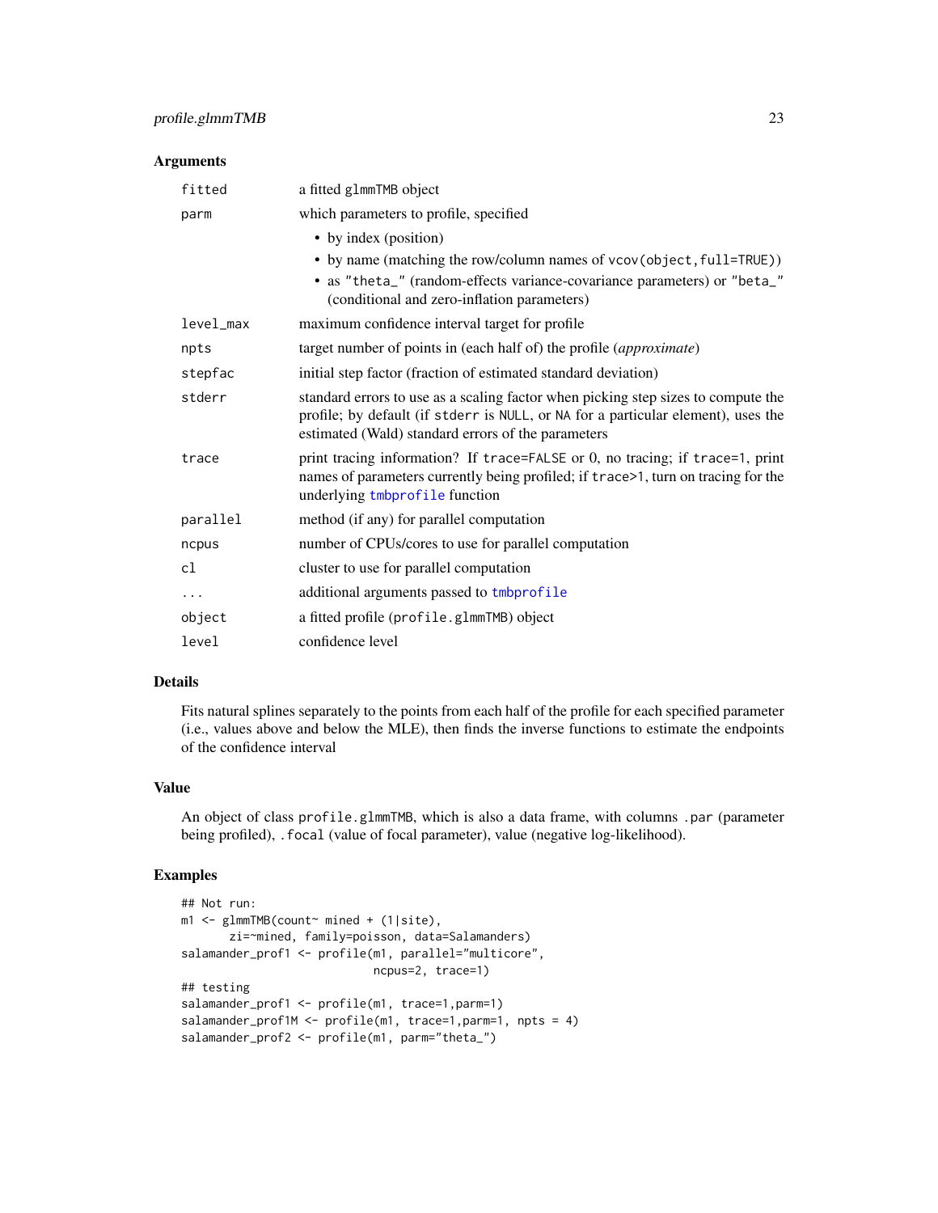### Arguments

| | |
|---|---|
| `fitted` | a fitted `glmmTMB` object |
| `parm` | which parameters to profile, specified<br>• by index (position)<br>• by name (matching the row/column names of `vcov(object,full=TRUE)`)<br>• as `"theta_"` (random-effects variance-covariance parameters) or `"beta_"` (conditional and zero-inflation parameters) |
| `level_max` | maximum confidence interval target for profile |
| `npts` | target number of points in (each half of) the profile (*approximate*) |
| `stepfac` | initial step factor (fraction of estimated standard deviation) |
| `stderr` | standard errors to use as a scaling factor when picking step sizes to compute the profile; by default (if `stderr` is `NULL`, or `NA` for a particular element), uses the estimated (Wald) standard errors of the parameters |
| `trace` | print tracing information? If `trace=FALSE` or 0, no tracing; if `trace=1`, print names of parameters currently being profiled; if `trace>1`, turn on tracing for the underlying `tmbprofile` function |
| `parallel` | method (if any) for parallel computation |
| `ncpus` | number of CPUs/cores to use for parallel computation |
| `cl` | cluster to use for parallel computation |
| `...` | additional arguments passed to `tmbprofile` |
| `object` | a fitted profile (`profile.glmmTMB`) object |
| `level` | confidence level |

### Details

Fits natural splines separately to the points from each half of the profile for each specified parameter (i.e., values above and below the MLE), then finds the inverse functions to estimate the endpoints of the confidence interval

### Value

An object of class `profile.glmmTMB`, which is also a data frame, with columns `.par` (parameter being profiled), `.focal` (value of focal parameter), value (negative log-likelihood).

### Examples

```
## Not run:
m1 <- glmmTMB(count~ mined + (1|site),
       zi=~mined, family=poisson, data=Salamanders)
salamander_prof1 <- profile(m1, parallel="multicore",
                            ncpus=2, trace=1)
## testing
salamander_prof1 <- profile(m1, trace=1,parm=1)
salamander_prof1M <- profile(m1, trace=1,parm=1, npts = 4)
salamander_prof2 <- profile(m1, parm="theta_")
```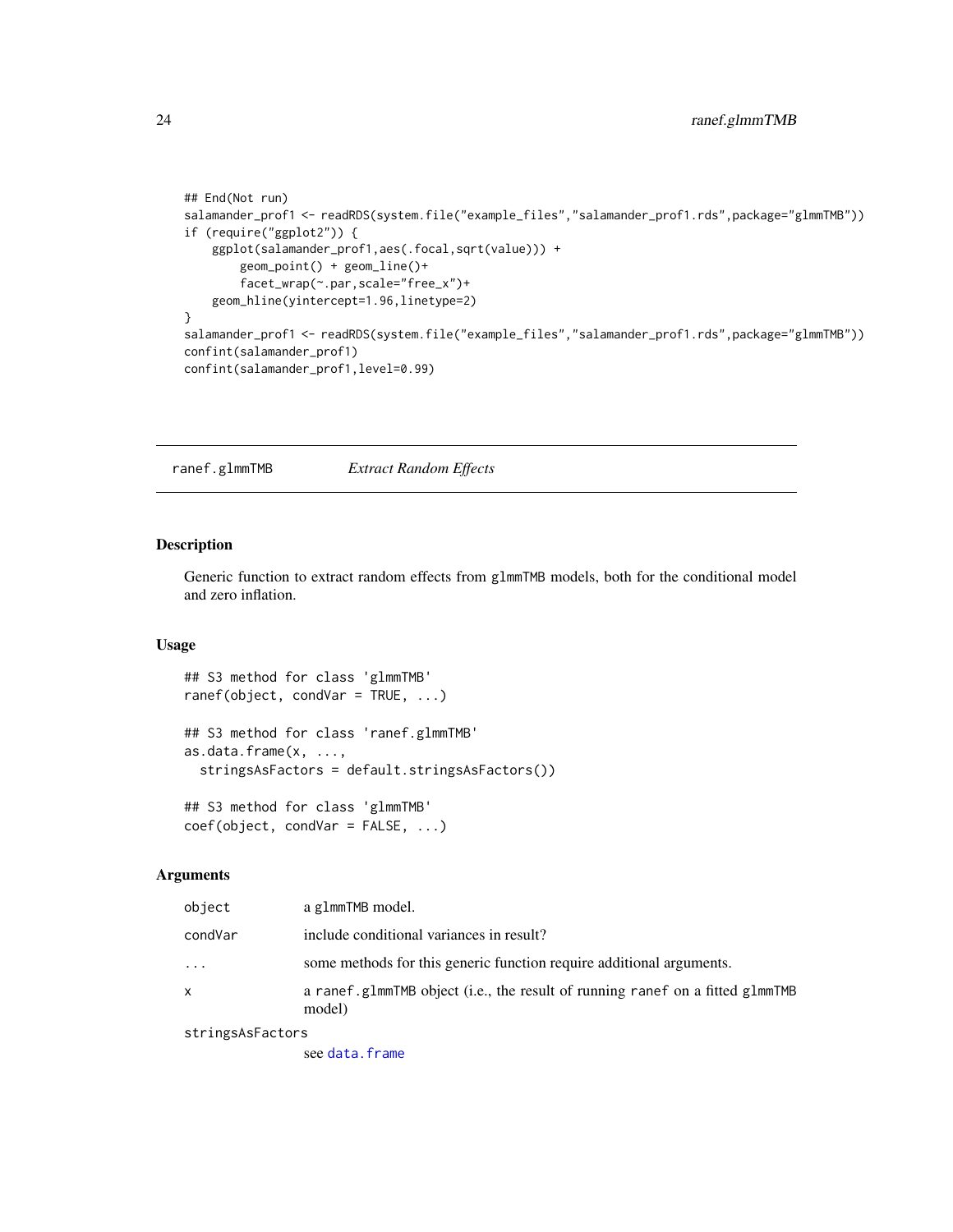```
## End(Not run)
salamander_prof1 <- readRDS(system.file("example_files","salamander_prof1.rds",package="glmmTMB"))
if (require("ggplot2")) {
    ggplot(salamander_prof1,aes(.focal,sqrt(value))) +
        geom_point() + geom_line()+
        facet_wrap(~.par,scale="free_x")+
    geom_hline(yintercept=1.96,linetype=2)
}
salamander_prof1 <- readRDS(system.file("example_files","salamander_prof1.rds",package="glmmTMB"))
confint(salamander_prof1)
confint(salamander_prof1,level=0.99)
```

---

## ranef.glmmTMB — *Extract Random Effects*

---

### Description

Generic function to extract random effects from glmmTMB models, both for the conditional model and zero inflation.

### Usage

```
## S3 method for class 'glmmTMB'
ranef(object, condVar = TRUE, ...)

## S3 method for class 'ranef.glmmTMB'
as.data.frame(x, ...,
  stringsAsFactors = default.stringsAsFactors())

## S3 method for class 'glmmTMB'
coef(object, condVar = FALSE, ...)
```

### Arguments

| | |
|---|---|
| object | a glmmTMB model. |
| condVar | include conditional variances in result? |
| ... | some methods for this generic function require additional arguments. |
| x | a ranef.glmmTMB object (i.e., the result of running ranef on a fitted glmmTMB model) |
| stringsAsFactors | see data.frame |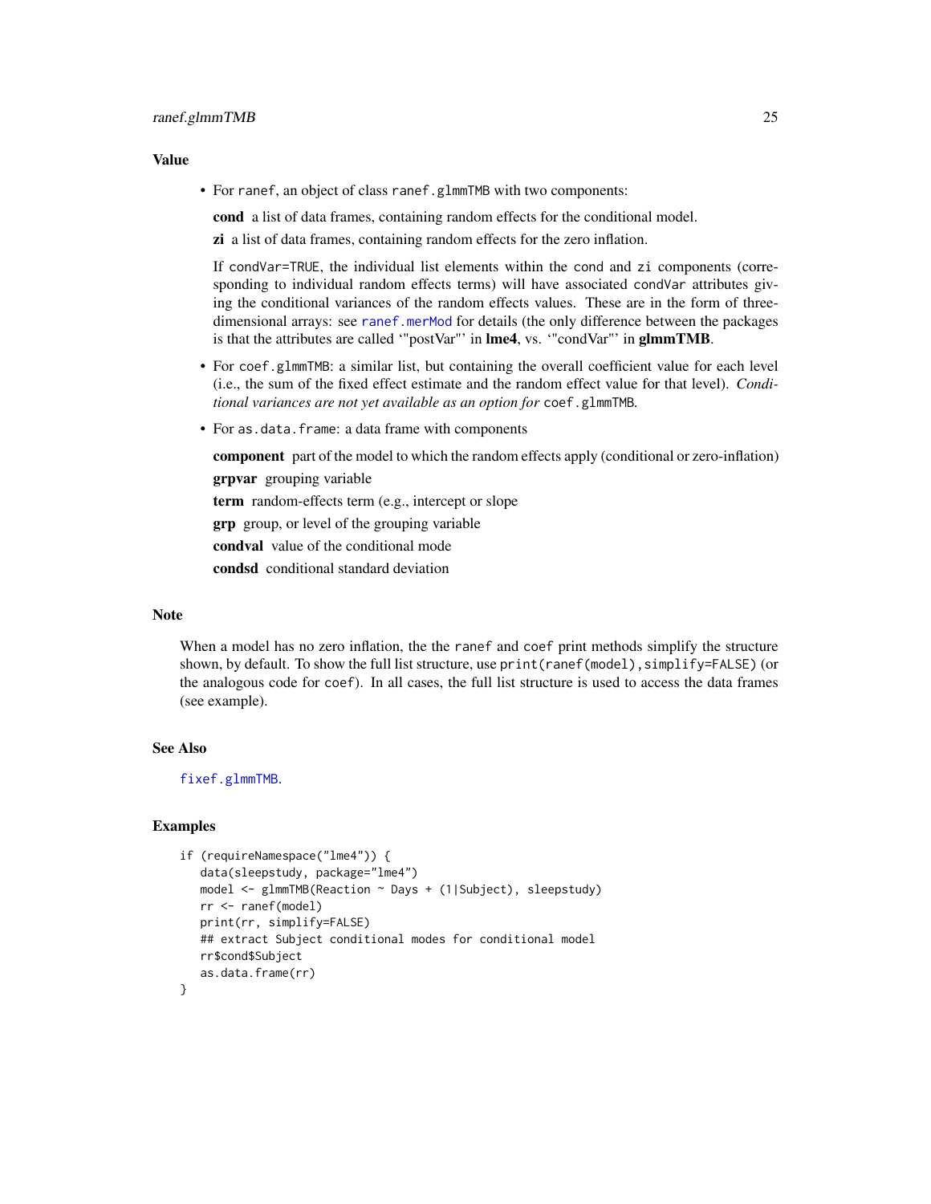### Value

- For `ranef`, an object of class `ranef.glmmTMB` with two components:

  **cond** a list of data frames, containing random effects for the conditional model.

  **zi** a list of data frames, containing random effects for the zero inflation.

  If `condVar=TRUE`, the individual list elements within the `cond` and `zi` components (corresponding to individual random effects terms) will have associated `condVar` attributes giving the conditional variances of the random effects values. These are in the form of three-dimensional arrays: see `ranef.merMod` for details (the only difference between the packages is that the attributes are called '"postVar"' in **lme4**, vs. '"condVar"' in **glmmTMB**.

- For `coef.glmmTMB`: a similar list, but containing the overall coefficient value for each level (i.e., the sum of the fixed effect estimate and the random effect value for that level). *Conditional variances are not yet available as an option for* `coef.glmmTMB`.

- For `as.data.frame`: a data frame with components

  **component** part of the model to which the random effects apply (conditional or zero-inflation)

  **grpvar** grouping variable

  **term** random-effects term (e.g., intercept or slope

  **grp** group, or level of the grouping variable

  **condval** value of the conditional mode

  **condsd** conditional standard deviation

### Note

When a model has no zero inflation, the the `ranef` and `coef` print methods simplify the structure shown, by default. To show the full list structure, use `print(ranef(model),simplify=FALSE)` (or the analogous code for `coef`). In all cases, the full list structure is used to access the data frames (see example).

### See Also

`fixef.glmmTMB`.

### Examples

```
if (requireNamespace("lme4")) {
   data(sleepstudy, package="lme4")
   model <- glmmTMB(Reaction ~ Days + (1|Subject), sleepstudy)
   rr <- ranef(model)
   print(rr, simplify=FALSE)
   ## extract Subject conditional modes for conditional model
   rr$cond$Subject
   as.data.frame(rr)
}
```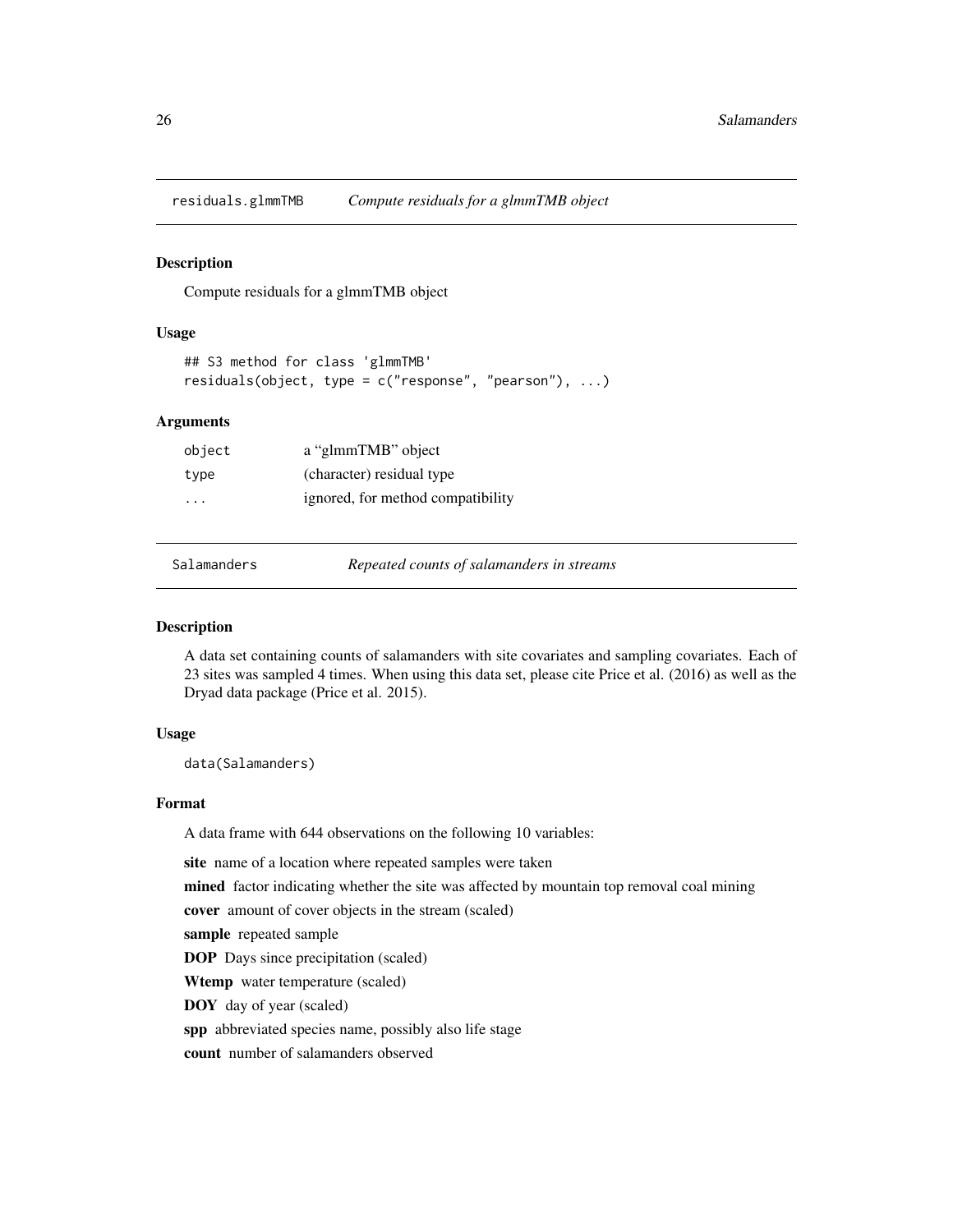## residuals.glmmTMB — *Compute residuals for a glmmTMB object*

### Description

Compute residuals for a glmmTMB object

### Usage

```
## S3 method for class 'glmmTMB'
residuals(object, type = c("response", "pearson"), ...)
```

### Arguments

| | |
|---|---|
| object | a "glmmTMB" object |
| type | (character) residual type |
| ... | ignored, for method compatibility |

## Salamanders — *Repeated counts of salamanders in streams*

### Description

A data set containing counts of salamanders with site covariates and sampling covariates. Each of 23 sites was sampled 4 times. When using this data set, please cite Price et al. (2016) as well as the Dryad data package (Price et al. 2015).

### Usage

```
data(Salamanders)
```

### Format

A data frame with 644 observations on the following 10 variables:

**site** name of a location where repeated samples were taken

**mined** factor indicating whether the site was affected by mountain top removal coal mining

**cover** amount of cover objects in the stream (scaled)

**sample** repeated sample

**DOP** Days since precipitation (scaled)

**Wtemp** water temperature (scaled)

**DOY** day of year (scaled)

**spp** abbreviated species name, possibly also life stage

**count** number of salamanders observed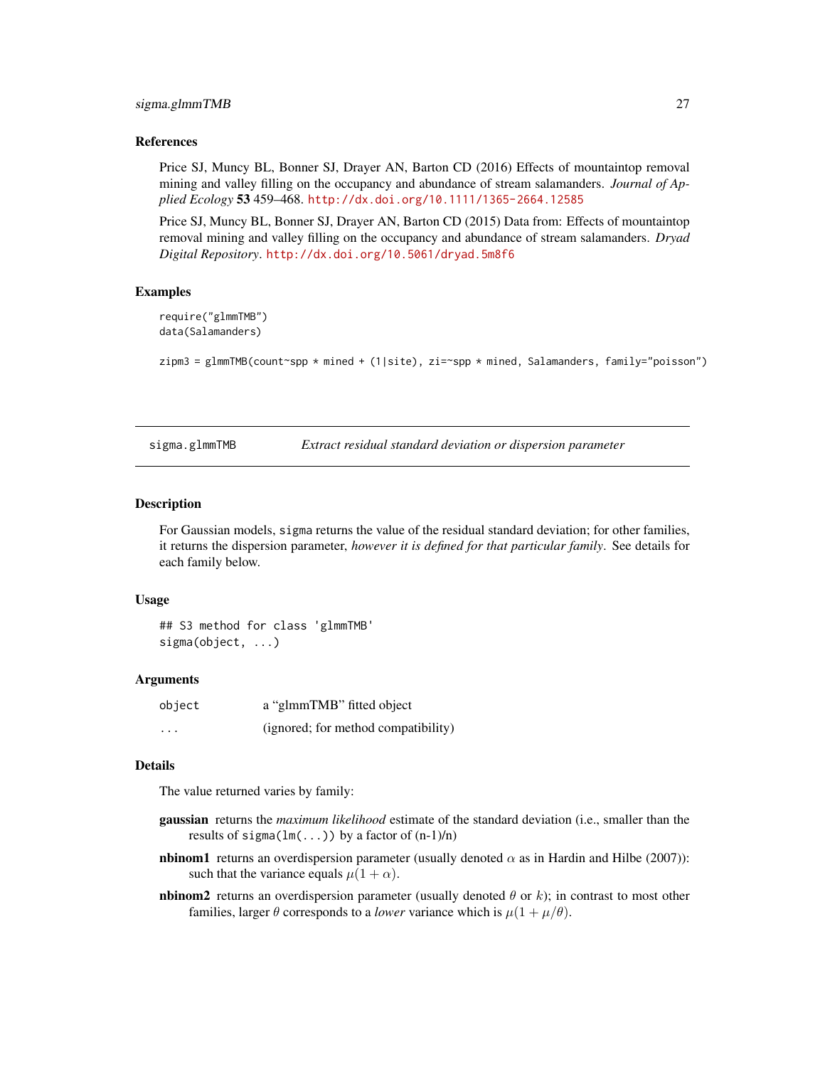## References

Price SJ, Muncy BL, Bonner SJ, Drayer AN, Barton CD (2016) Effects of mountaintop removal mining and valley filling on the occupancy and abundance of stream salamanders. *Journal of Applied Ecology* **53** 459–468. http://dx.doi.org/10.1111/1365-2664.12585

Price SJ, Muncy BL, Bonner SJ, Drayer AN, Barton CD (2015) Data from: Effects of mountaintop removal mining and valley filling on the occupancy and abundance of stream salamanders. *Dryad Digital Repository*. http://dx.doi.org/10.5061/dryad.5m8f6

## Examples

```
require("glmmTMB")
data(Salamanders)

zipm3 = glmmTMB(count~spp * mined + (1|site), zi=~spp * mined, Salamanders, family="poisson")
```

---

# sigma.glmmTMB — *Extract residual standard deviation or dispersion parameter*

## Description

For Gaussian models, `sigma` returns the value of the residual standard deviation; for other families, it returns the dispersion parameter, *however it is defined for that particular family*. See details for each family below.

## Usage

```
## S3 method for class 'glmmTMB'
sigma(object, ...)
```

## Arguments

| | |
|---|---|
| `object` | a "glmmTMB" fitted object |
| `...` | (ignored; for method compatibility) |

## Details

The value returned varies by family:

- **gaussian** returns the *maximum likelihood* estimate of the standard deviation (i.e., smaller than the results of `sigma(lm(...))` by a factor of (n-1)/n)
- **nbinom1** returns an overdispersion parameter (usually denoted $\alpha$ as in Hardin and Hilbe (2007)): such that the variance equals $\mu(1+\alpha)$.
- **nbinom2** returns an overdispersion parameter (usually denoted $\theta$ or $k$); in contrast to most other families, larger $\theta$ corresponds to a *lower* variance which is $\mu(1+\mu/\theta)$.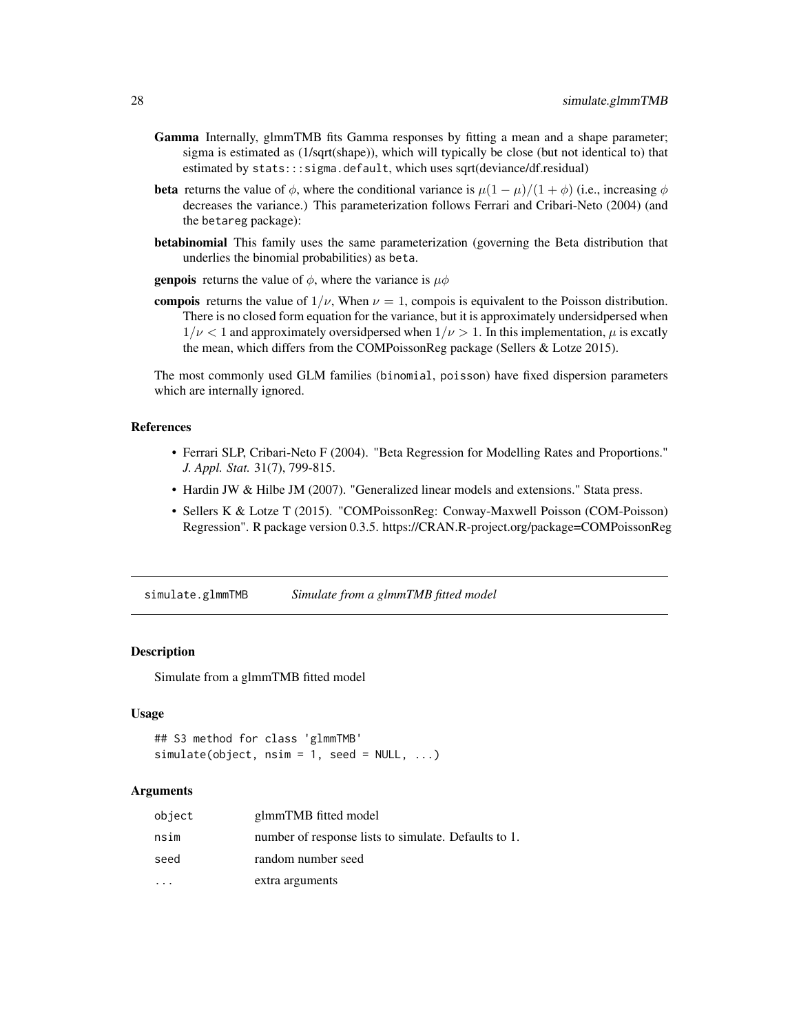**Gamma** Internally, glmmTMB fits Gamma responses by fitting a mean and a shape parameter; sigma is estimated as (1/sqrt(shape)), which will typically be close (but not identical to) that estimated by `stats:::sigma.default`, which uses sqrt(deviance/df.residual)

**beta** returns the value of $\phi$, where the conditional variance is $\mu(1-\mu)/(1+\phi)$ (i.e., increasing $\phi$ decreases the variance.) This parameterization follows Ferrari and Cribari-Neto (2004) (and the `betareg` package):

**betabinomial** This family uses the same parameterization (governing the Beta distribution that underlies the binomial probabilities) as `beta`.

**genpois** returns the value of $\phi$, where the variance is $\mu\phi$

**compois** returns the value of $1/\nu$, When $\nu = 1$, compois is equivalent to the Poisson distribution. There is no closed form equation for the variance, but it is approximately undersidpersed when $1/\nu < 1$ and approximately oversidpersed when $1/\nu > 1$. In this implementation, $\mu$ is excatly the mean, which differs from the COMPoissonReg package (Sellers & Lotze 2015).

The most commonly used GLM families (`binomial`, `poisson`) have fixed dispersion parameters which are internally ignored.

### References

- Ferrari SLP, Cribari-Neto F (2004). "Beta Regression for Modelling Rates and Proportions." *J. Appl. Stat.* 31(7), 799-815.
- Hardin JW & Hilbe JM (2007). "Generalized linear models and extensions." Stata press.
- Sellers K & Lotze T (2015). "COMPoissonReg: Conway-Maxwell Poisson (COM-Poisson) Regression". R package version 0.3.5. https://CRAN.R-project.org/package=COMPoissonReg

---

## simulate.glmmTMB *Simulate from a glmmTMB fitted model*

### Description

Simulate from a glmmTMB fitted model

### Usage

```
## S3 method for class 'glmmTMB'
simulate(object, nsim = 1, seed = NULL, ...)
```

### Arguments

| | |
|---|---|
| `object` | glmmTMB fitted model |
| `nsim` | number of response lists to simulate. Defaults to 1. |
| `seed` | random number seed |
| `...` | extra arguments |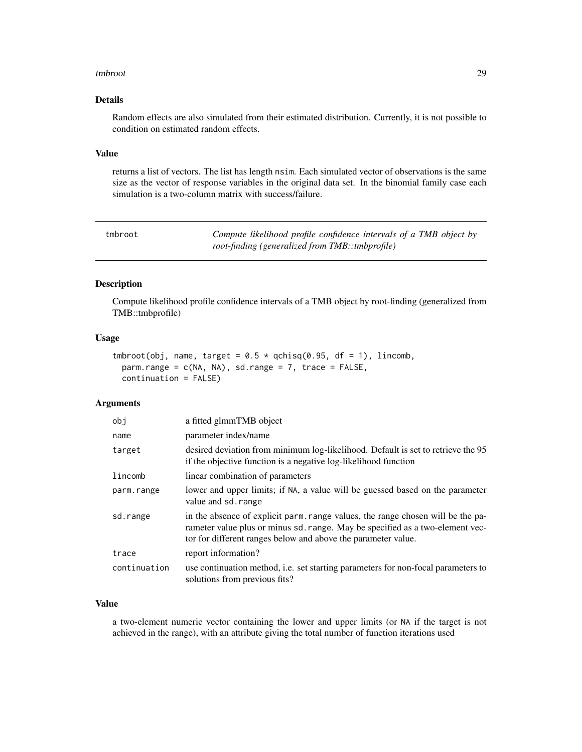### Details

Random effects are also simulated from their estimated distribution. Currently, it is not possible to condition on estimated random effects.

### Value

returns a list of vectors. The list has length `nsim`. Each simulated vector of observations is the same size as the vector of response variables in the original data set. In the binomial family case each simulation is a two-column matrix with success/failure.

---

## tmbroot — *Compute likelihood profile confidence intervals of a TMB object by root-finding (generalized from TMB::tmbprofile)*

### Description

Compute likelihood profile confidence intervals of a TMB object by root-finding (generalized from TMB::tmbprofile)

### Usage

```
tmbroot(obj, name, target = 0.5 * qchisq(0.95, df = 1), lincomb,
  parm.range = c(NA, NA), sd.range = 7, trace = FALSE,
  continuation = FALSE)
```

### Arguments

| | |
|---|---|
| `obj` | a fitted glmmTMB object |
| `name` | parameter index/name |
| `target` | desired deviation from minimum log-likelihood. Default is set to retrieve the 95 if the objective function is a negative log-likelihood function |
| `lincomb` | linear combination of parameters |
| `parm.range` | lower and upper limits; if `NA`, a value will be guessed based on the parameter value and `sd.range` |
| `sd.range` | in the absence of explicit `parm.range` values, the range chosen will be the parameter value plus or minus `sd.range`. May be specified as a two-element vector for different ranges below and above the parameter value. |
| `trace` | report information? |
| `continuation` | use continuation method, i.e. set starting parameters for non-focal parameters to solutions from previous fits? |

### Value

a two-element numeric vector containing the lower and upper limits (or `NA` if the target is not achieved in the range), with an attribute giving the total number of function iterations used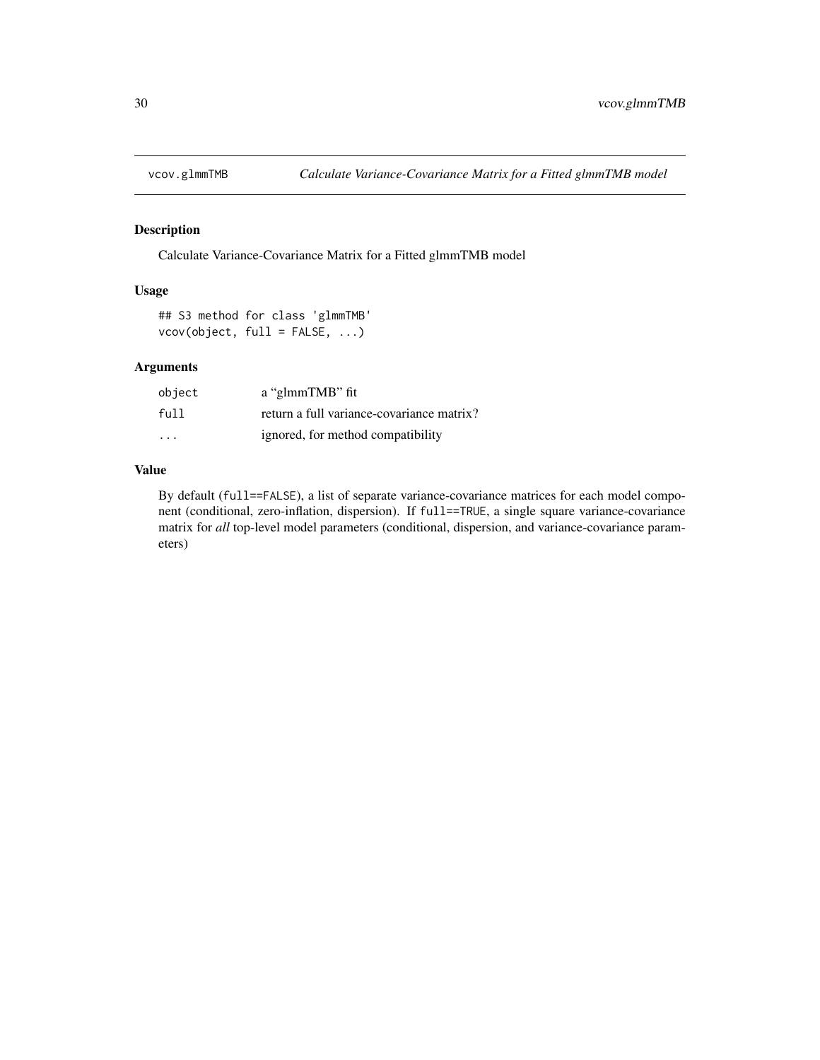# vcov.glmmTMB — *Calculate Variance-Covariance Matrix for a Fitted glmmTMB model*

## Description

Calculate Variance-Covariance Matrix for a Fitted glmmTMB model

## Usage

```
## S3 method for class 'glmmTMB'
vcov(object, full = FALSE, ...)
```

## Arguments

| | |
|---|---|
| `object` | a "glmmTMB" fit |
| `full` | return a full variance-covariance matrix? |
| `...` | ignored, for method compatibility |

## Value

By default (`full==FALSE`), a list of separate variance-covariance matrices for each model component (conditional, zero-inflation, dispersion). If `full==TRUE`, a single square variance-covariance matrix for *all* top-level model parameters (conditional, dispersion, and variance-covariance parameters)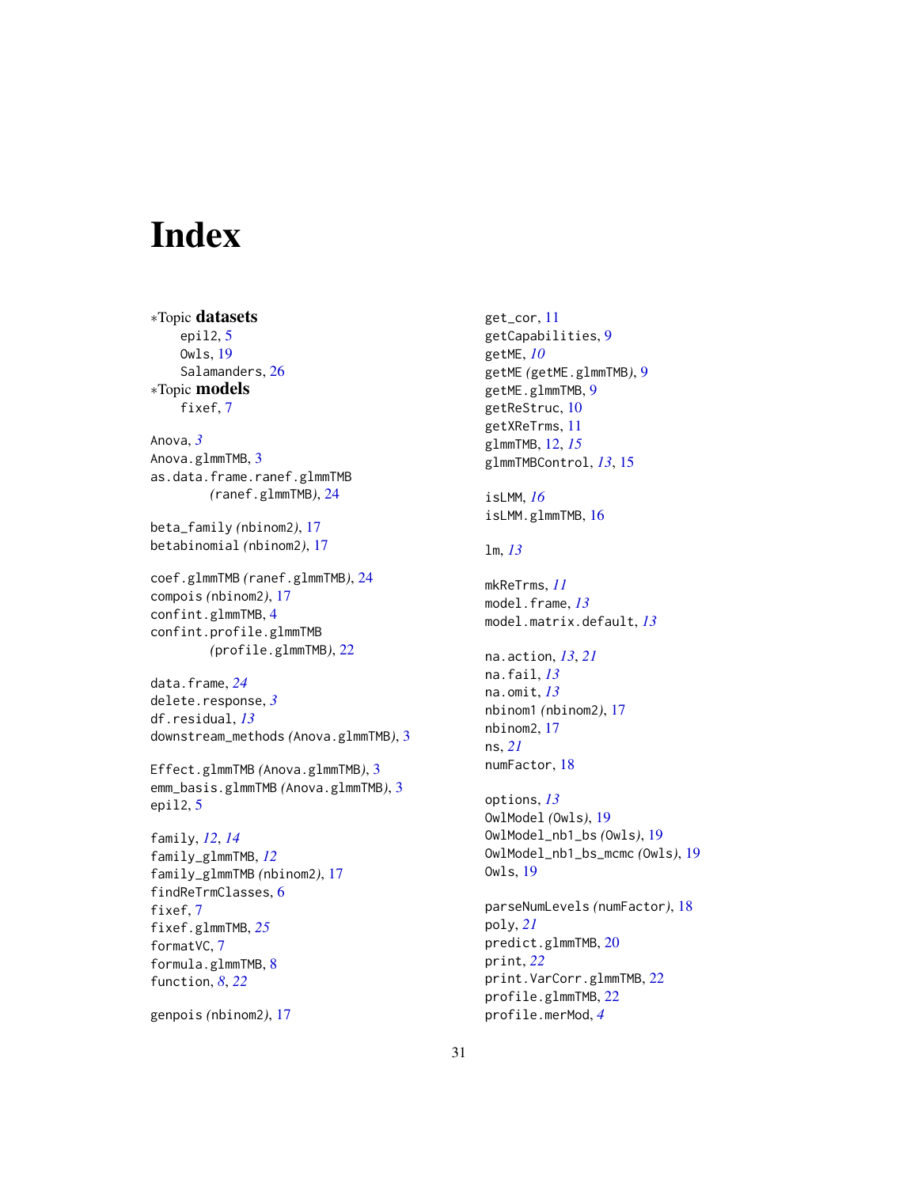# Index

∗Topic **datasets**
- epil2, 5
- Owls, 19
- Salamanders, 26

∗Topic **models**
- fixef, 7

Anova, *3*
Anova.glmmTMB, 3
as.data.frame.ranef.glmmTMB *(ranef.glmmTMB)*, 24

beta_family *(nbinom2)*, 17
betabinomial *(nbinom2)*, 17

coef.glmmTMB *(ranef.glmmTMB)*, 24
compois *(nbinom2)*, 17
confint.glmmTMB, 4
confint.profile.glmmTMB *(profile.glmmTMB)*, 22

data.frame, *24*
delete.response, *3*
df.residual, *13*
downstream_methods *(Anova.glmmTMB)*, 3

Effect.glmmTMB *(Anova.glmmTMB)*, 3
emm_basis.glmmTMB *(Anova.glmmTMB)*, 3
epil2, 5

family, *12*, *14*
family_glmmTMB, *12*
family_glmmTMB *(nbinom2)*, 17
findReTrmClasses, 6
fixef, 7
fixef.glmmTMB, *25*
formatVC, 7
formula.glmmTMB, 8
function, *8*, *22*

genpois *(nbinom2)*, 17
get_cor, 11
getCapabilities, 9
getME, *10*
getME *(getME.glmmTMB)*, 9
getME.glmmTMB, 9
getReStruc, 10
getXReTrms, 11
glmmTMB, 12, *15*
glmmTMBControl, *13*, 15

isLMM, *16*
isLMM.glmmTMB, 16

lm, *13*

mkReTrms, *11*
model.frame, *13*
model.matrix.default, *13*

na.action, *13*, *21*
na.fail, *13*
na.omit, *13*
nbinom1 *(nbinom2)*, 17
nbinom2, 17
ns, *21*
numFactor, 18

options, *13*
OwlModel *(Owls)*, 19
OwlModel_nb1_bs *(Owls)*, 19
OwlModel_nb1_bs_mcmc *(Owls)*, 19
Owls, 19

parseNumLevels *(numFactor)*, 18
poly, *21*
predict.glmmTMB, 20
print, *22*
print.VarCorr.glmmTMB, 22
profile.glmmTMB, 22
profile.merMod, *4*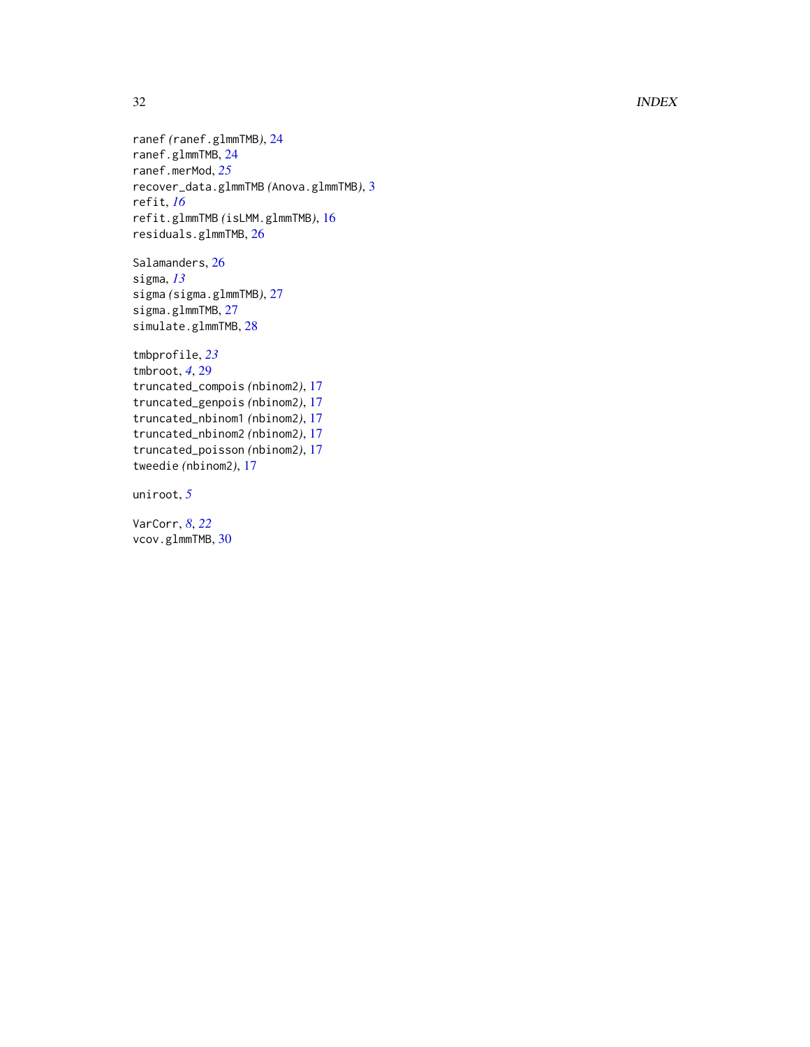ranef (ranef.glmmTMB), 24
ranef.glmmTMB, 24
ranef.merMod, *25*
recover_data.glmmTMB (Anova.glmmTMB), 3
refit, *16*
refit.glmmTMB (isLMM.glmmTMB), 16
residuals.glmmTMB, 26

Salamanders, 26
sigma, *13*
sigma (sigma.glmmTMB), 27
sigma.glmmTMB, 27
simulate.glmmTMB, 28

tmbprofile, *23*
tmbroot, *4*, 29
truncated_compois (nbinom2), 17
truncated_genpois (nbinom2), 17
truncated_nbinom1 (nbinom2), 17
truncated_nbinom2 (nbinom2), 17
truncated_poisson (nbinom2), 17
tweedie (nbinom2), 17

uniroot, *5*

VarCorr, *8*, *22*
vcov.glmmTMB, 30